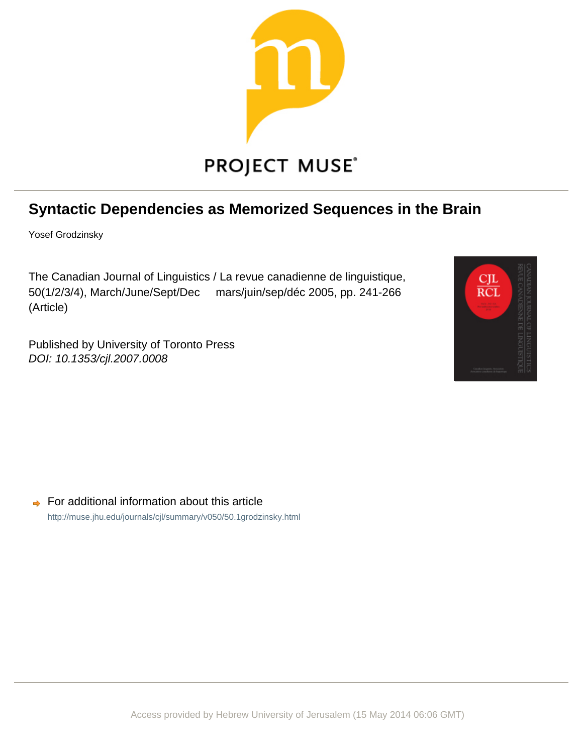# Syntactic Dependencies as Memorized Sequences in the Brain

Yosef Grodzinsky

The Canadian Journal of Linguistics / La revue canadienne de linguistique, 50(1/2/3/4), March/June/Sept/Dec mars/juin/sep/déc 2005, pp. 241-266 (Article)

Published by University of Toronto Press

*DOI: 10.1353/cjl.2007.0008*

For additional information about this article

http://muse.jhu.edu/journals/cjl/summary/v050/50.1grodzinsky.html

Access provided by Hebrew University of Jerusalem (15 May 2014 06:06 GMT)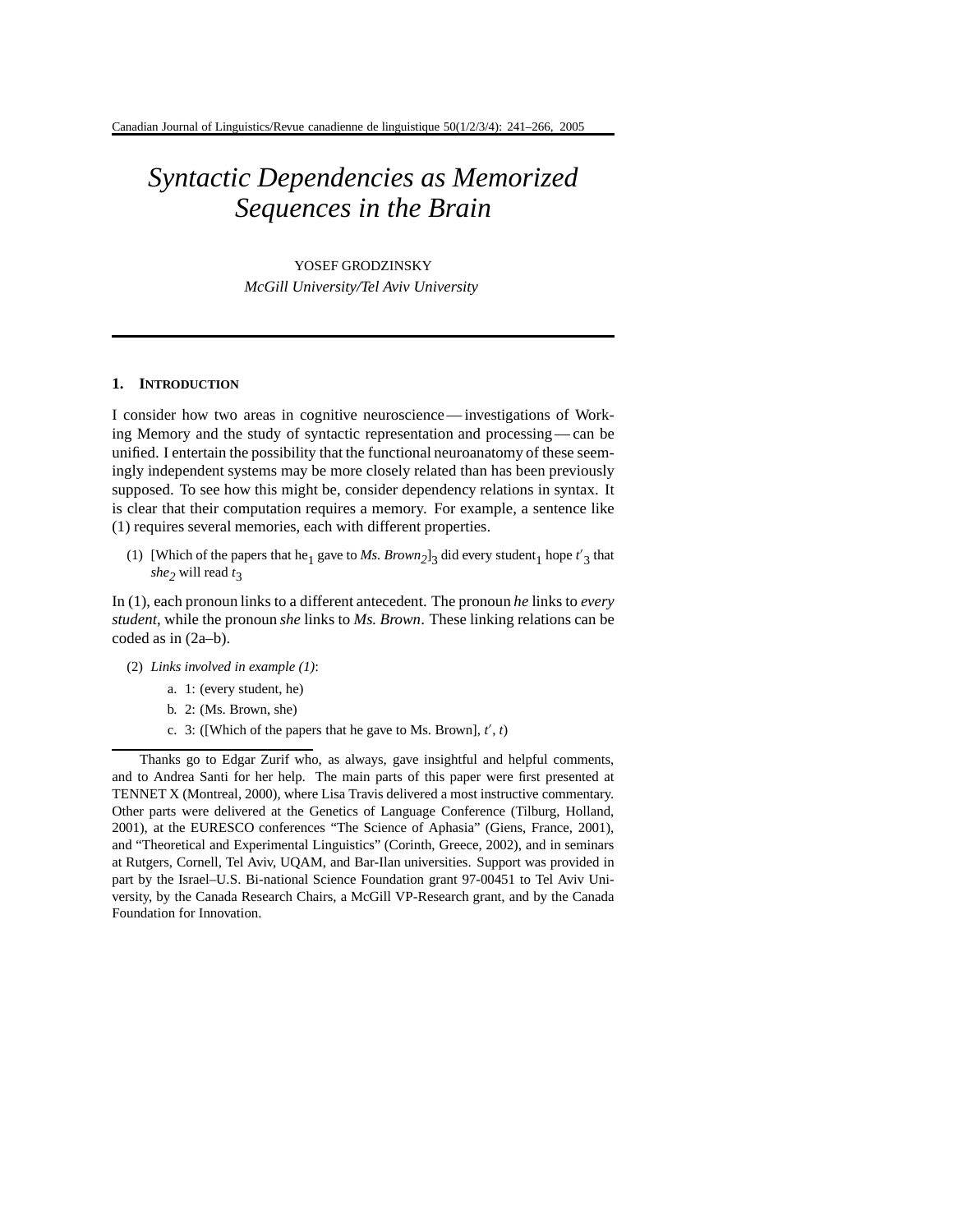# Syntactic Dependencies as Memorized Sequences in the Brain

YOSEF GRODZINSKY

*McGill University/Tel Aviv University*

## 1. Introduction

I consider how two areas in cognitive neuroscience — investigations of Working Memory and the study of syntactic representation and processing — can be unified. I entertain the possibility that the functional neuroanatomy of these seemingly independent systems may be more closely related than has been previously supposed. To see how this might be, consider dependency relations in syntax. It is clear that their computation requires a memory. For example, a sentence like (1) requires several memories, each with different properties.

(1) [Which of the papers that he$_1$ gave to *Ms. Brown$_2$*]$_3$ did every student$_1$ hope $t'_3$ that *she$_2$* will read $t_3$

In (1), each pronoun links to a different antecedent. The pronoun *he* links to *every student*, while the pronoun *she* links to *Ms. Brown*. These linking relations can be coded as in (2a–b).

(2) *Links involved in example (1)*:

a. 1: (every student, he)

b. 2: (Ms. Brown, she)

c. 3: ([Which of the papers that he gave to Ms. Brown], $t'$, $t$)

Thanks go to Edgar Zurif who, as always, gave insightful and helpful comments, and to Andrea Santi for her help. The main parts of this paper were first presented at TENNET X (Montreal, 2000), where Lisa Travis delivered a most instructive commentary. Other parts were delivered at the Genetics of Language Conference (Tilburg, Holland, 2001), at the EURESCO conferences "The Science of Aphasia" (Giens, France, 2001), and "Theoretical and Experimental Linguistics" (Corinth, Greece, 2002), and in seminars at Rutgers, Cornell, Tel Aviv, UQAM, and Bar-Ilan universities. Support was provided in part by the Israel–U.S. Bi-national Science Foundation grant 97-00451 to Tel Aviv University, by the Canada Research Chairs, a McGill VP-Research grant, and by the Canada Foundation for Innovation.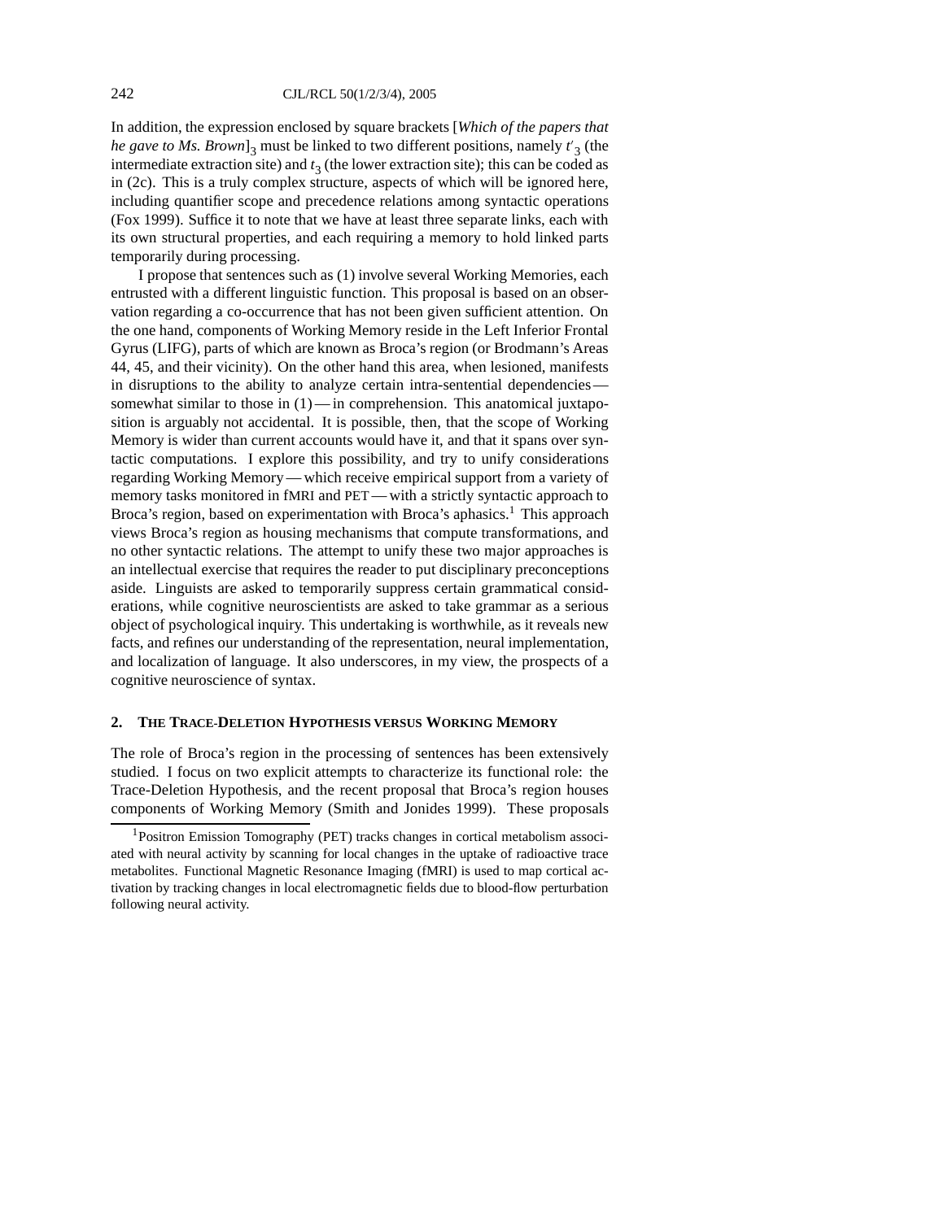In addition, the expression enclosed by square brackets [*Which of the papers that he gave to Ms. Brown*]$_3$ must be linked to two different positions, namely $t'_3$ (the intermediate extraction site) and $t_3$ (the lower extraction site); this can be coded as in (2c). This is a truly complex structure, aspects of which will be ignored here, including quantifier scope and precedence relations among syntactic operations (Fox 1999). Suffice it to note that we have at least three separate links, each with its own structural properties, and each requiring a memory to hold linked parts temporarily during processing.

I propose that sentences such as (1) involve several Working Memories, each entrusted with a different linguistic function. This proposal is based on an observation regarding a co-occurrence that has not been given sufficient attention. On the one hand, components of Working Memory reside in the Left Inferior Frontal Gyrus (LIFG), parts of which are known as Broca's region (or Brodmann's Areas 44, 45, and their vicinity). On the other hand this area, when lesioned, manifests in disruptions to the ability to analyze certain intra-sentential dependencies — somewhat similar to those in (1) — in comprehension. This anatomical juxtaposition is arguably not accidental. It is possible, then, that the scope of Working Memory is wider than current accounts would have it, and that it spans over syntactic computations. I explore this possibility, and try to unify considerations regarding Working Memory — which receive empirical support from a variety of memory tasks monitored in fMRI and PET — with a strictly syntactic approach to Broca's region, based on experimentation with Broca's aphasics.[1] This approach views Broca's region as housing mechanisms that compute transformations, and no other syntactic relations. The attempt to unify these two major approaches is an intellectual exercise that requires the reader to put disciplinary preconceptions aside. Linguists are asked to temporarily suppress certain grammatical considerations, while cognitive neuroscientists are asked to take grammar as a serious object of psychological inquiry. This undertaking is worthwhile, as it reveals new facts, and refines our understanding of the representation, neural implementation, and localization of language. It also underscores, in my view, the prospects of a cognitive neuroscience of syntax.

## 2. The Trace-Deletion Hypothesis versus Working Memory

The role of Broca's region in the processing of sentences has been extensively studied. I focus on two explicit attempts to characterize its functional role: the Trace-Deletion Hypothesis, and the recent proposal that Broca's region houses components of Working Memory (Smith and Jonides 1999). These proposals

[1] Positron Emission Tomography (PET) tracks changes in cortical metabolism associated with neural activity by scanning for local changes in the uptake of radioactive trace metabolites. Functional Magnetic Resonance Imaging (fMRI) is used to map cortical activation by tracking changes in local electromagnetic fields due to blood-flow perturbation following neural activity.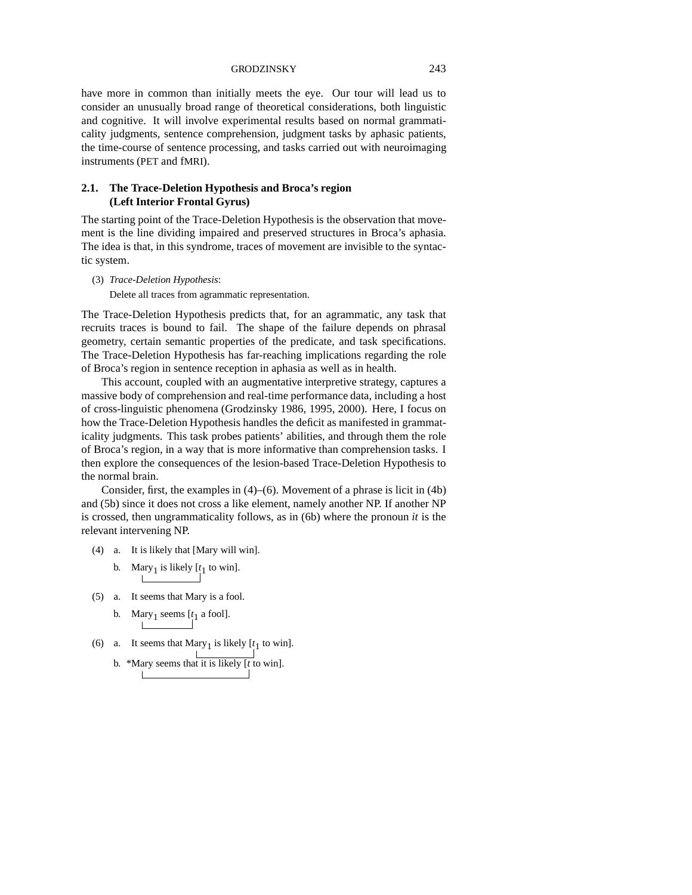have more in common than initially meets the eye. Our tour will lead us to consider an unusually broad range of theoretical considerations, both linguistic and cognitive. It will involve experimental results based on normal grammaticality judgments, sentence comprehension, judgment tasks by aphasic patients, the time-course of sentence processing, and tasks carried out with neuroimaging instruments (PET and fMRI).

### 2.1. The Trace-Deletion Hypothesis and Broca's region (Left Interior Frontal Gyrus)

The starting point of the Trace-Deletion Hypothesis is the observation that movement is the line dividing impaired and preserved structures in Broca's aphasia. The idea is that, in this syndrome, traces of movement are invisible to the syntactic system.

(3) *Trace-Deletion Hypothesis*:
Delete all traces from agrammatic representation.

The Trace-Deletion Hypothesis predicts that, for an agrammatic, any task that recruits traces is bound to fail. The shape of the failure depends on phrasal geometry, certain semantic properties of the predicate, and task specifications. The Trace-Deletion Hypothesis has far-reaching implications regarding the role of Broca's region in sentence reception in aphasia as well as in health.

This account, coupled with an augmentative interpretive strategy, captures a massive body of comprehension and real-time performance data, including a host of cross-linguistic phenomena (Grodzinsky 1986, 1995, 2000). Here, I focus on how the Trace-Deletion Hypothesis handles the deficit as manifested in grammaticality judgments. This task probes patients' abilities, and through them the role of Broca's region, in a way that is more informative than comprehension tasks. I then explore the consequences of the lesion-based Trace-Deletion Hypothesis to the normal brain.

Consider, first, the examples in (4)–(6). Movement of a phrase is licit in (4b) and (5b) since it does not cross a like element, namely another NP. If another NP is crossed, then ungrammaticality follows, as in (6b) where the pronoun *it* is the relevant intervening NP.

(4) a. It is likely that [Mary will win].
b. Mary$_1$ is likely [$t_1$ to win].

(5) a. It seems that Mary is a fool.
b. Mary$_1$ seems [$t_1$ a fool].

(6) a. It seems that Mary$_1$ is likely [$t_1$ to win].
b. *Mary seems that it is likely [$t$ to win].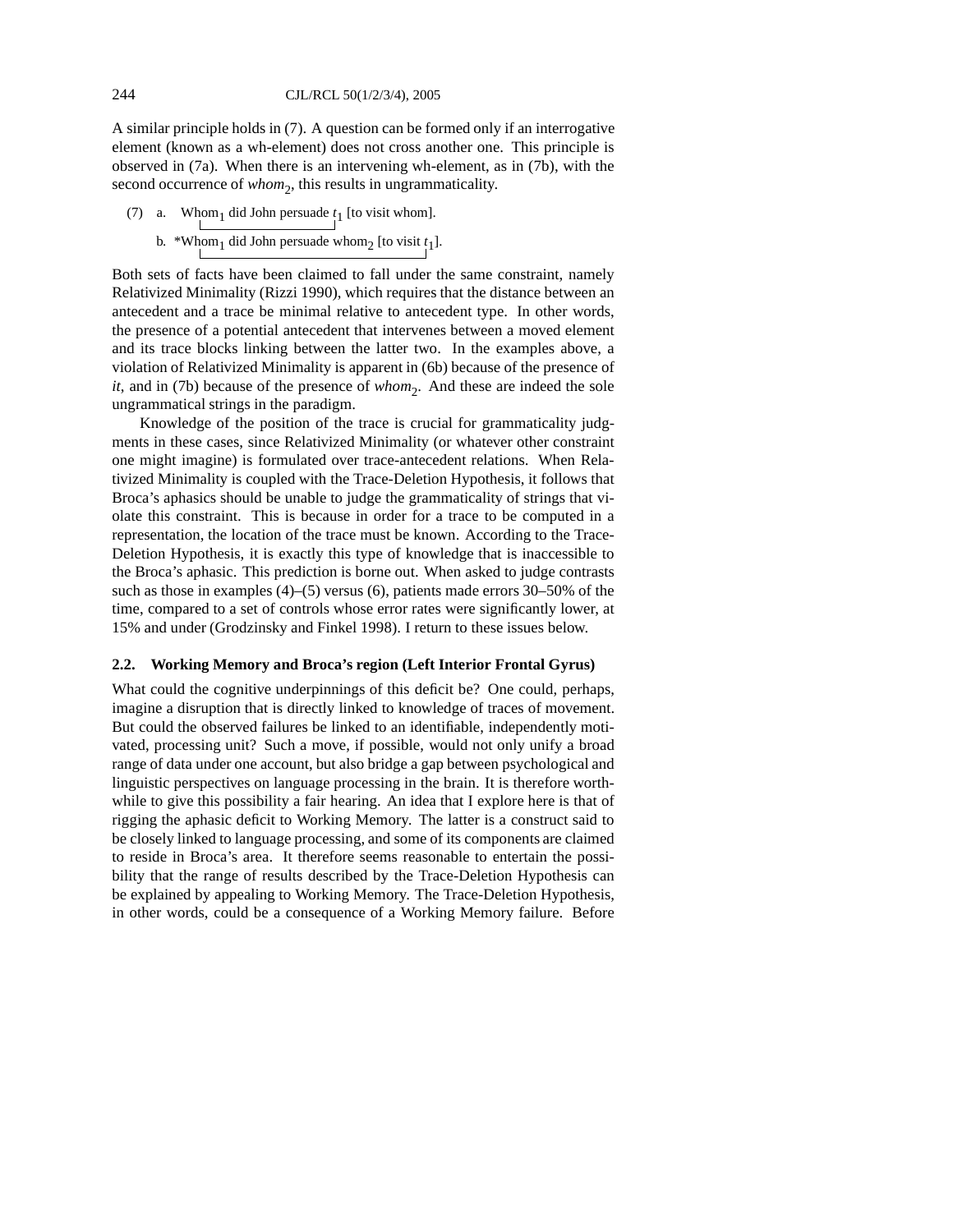A similar principle holds in (7). A question can be formed only if an interrogative element (known as a wh-element) does not cross another one. This principle is observed in (7a). When there is an intervening wh-element, as in (7b), with the second occurrence of *whom*$_2$, this results in ungrammaticality.

(7) a. Whom$_1$ did John persuade $t_1$ [to visit whom].

b. *Whom$_1$ did John persuade whom$_2$ [to visit $t_1$].

Both sets of facts have been claimed to fall under the same constraint, namely Relativized Minimality (Rizzi 1990), which requires that the distance between an antecedent and a trace be minimal relative to antecedent type. In other words, the presence of a potential antecedent that intervenes between a moved element and its trace blocks linking between the latter two. In the examples above, a violation of Relativized Minimality is apparent in (6b) because of the presence of *it*, and in (7b) because of the presence of *whom*$_2$. And these are indeed the sole ungrammatical strings in the paradigm.

Knowledge of the position of the trace is crucial for grammaticality judgments in these cases, since Relativized Minimality (or whatever other constraint one might imagine) is formulated over trace-antecedent relations. When Relativized Minimality is coupled with the Trace-Deletion Hypothesis, it follows that Broca's aphasics should be unable to judge the grammaticality of strings that violate this constraint. This is because in order for a trace to be computed in a representation, the location of the trace must be known. According to the Trace-Deletion Hypothesis, it is exactly this type of knowledge that is inaccessible to the Broca's aphasic. This prediction is borne out. When asked to judge contrasts such as those in examples (4)–(5) versus (6), patients made errors 30–50% of the time, compared to a set of controls whose error rates were significantly lower, at 15% and under (Grodzinsky and Finkel 1998). I return to these issues below.

## 2.2. Working Memory and Broca's region (Left Interior Frontal Gyrus)

What could the cognitive underpinnings of this deficit be? One could, perhaps, imagine a disruption that is directly linked to knowledge of traces of movement. But could the observed failures be linked to an identifiable, independently motivated, processing unit? Such a move, if possible, would not only unify a broad range of data under one account, but also bridge a gap between psychological and linguistic perspectives on language processing in the brain. It is therefore worthwhile to give this possibility a fair hearing. An idea that I explore here is that of rigging the aphasic deficit to Working Memory. The latter is a construct said to be closely linked to language processing, and some of its components are claimed to reside in Broca's area. It therefore seems reasonable to entertain the possibility that the range of results described by the Trace-Deletion Hypothesis can be explained by appealing to Working Memory. The Trace-Deletion Hypothesis, in other words, could be a consequence of a Working Memory failure. Before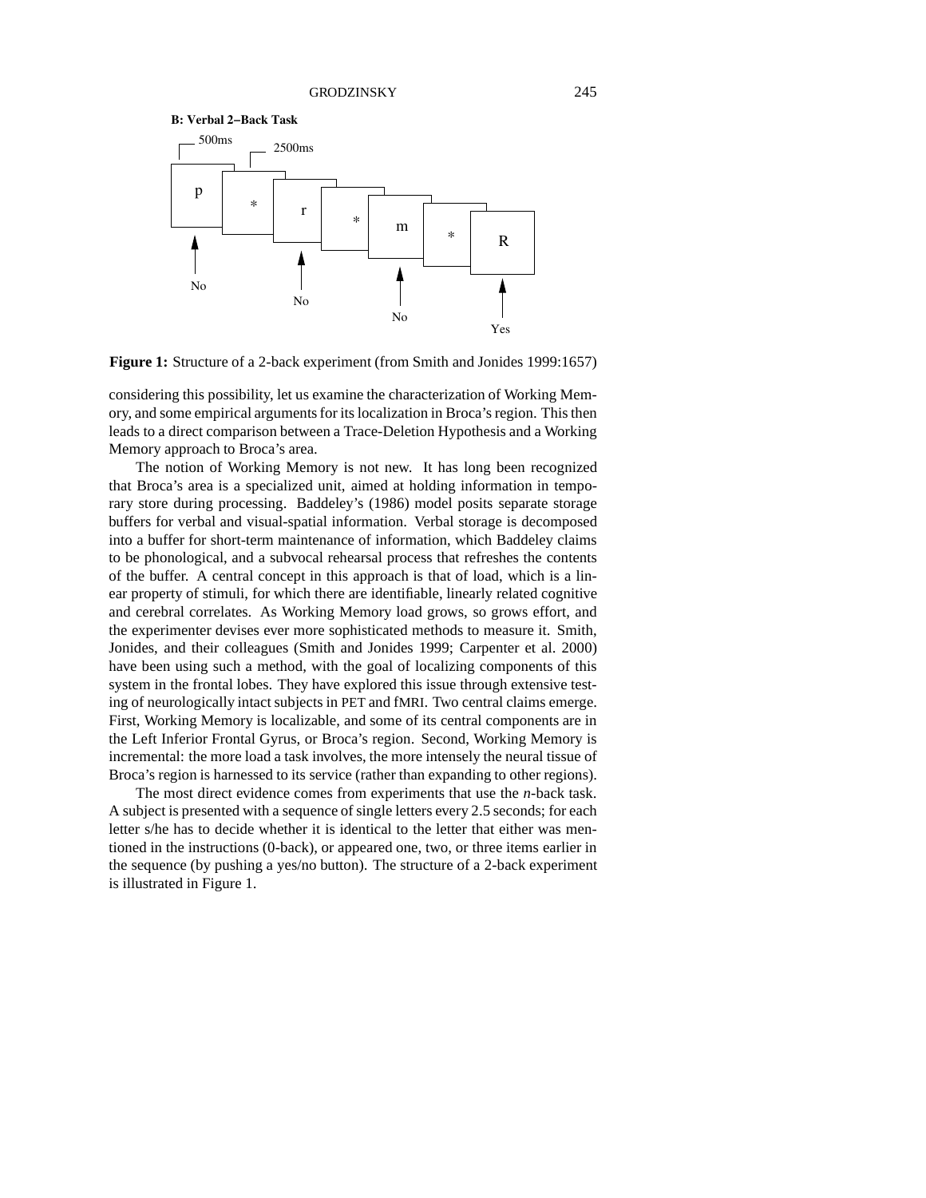B: Verbal 2–Back Task

500ms

2500ms

p

*

r

*

m

*

R

No

No

No

Yes

**Figure 1:** Structure of a 2-back experiment (from Smith and Jonides 1999:1657)

considering this possibility, let us examine the characterization of Working Memory, and some empirical arguments for its localization in Broca's region. This then leads to a direct comparison between a Trace-Deletion Hypothesis and a Working Memory approach to Broca's area.

The notion of Working Memory is not new. It has long been recognized that Broca's area is a specialized unit, aimed at holding information in temporary store during processing. Baddeley's (1986) model posits separate storage buffers for verbal and visual-spatial information. Verbal storage is decomposed into a buffer for short-term maintenance of information, which Baddeley claims to be phonological, and a subvocal rehearsal process that refreshes the contents of the buffer. A central concept in this approach is that of load, which is a linear property of stimuli, for which there are identifiable, linearly related cognitive and cerebral correlates. As Working Memory load grows, so grows effort, and the experimenter devises ever more sophisticated methods to measure it. Smith, Jonides, and their colleagues (Smith and Jonides 1999; Carpenter et al. 2000) have been using such a method, with the goal of localizing components of this system in the frontal lobes. They have explored this issue through extensive testing of neurologically intact subjects in PET and fMRI. Two central claims emerge. First, Working Memory is localizable, and some of its central components are in the Left Inferior Frontal Gyrus, or Broca's region. Second, Working Memory is incremental: the more load a task involves, the more intensely the neural tissue of Broca's region is harnessed to its service (rather than expanding to other regions).

The most direct evidence comes from experiments that use the *n*-back task. A subject is presented with a sequence of single letters every 2.5 seconds; for each letter s/he has to decide whether it is identical to the letter that either was mentioned in the instructions (0-back), or appeared one, two, or three items earlier in the sequence (by pushing a yes/no button). The structure of a 2-back experiment is illustrated in Figure 1.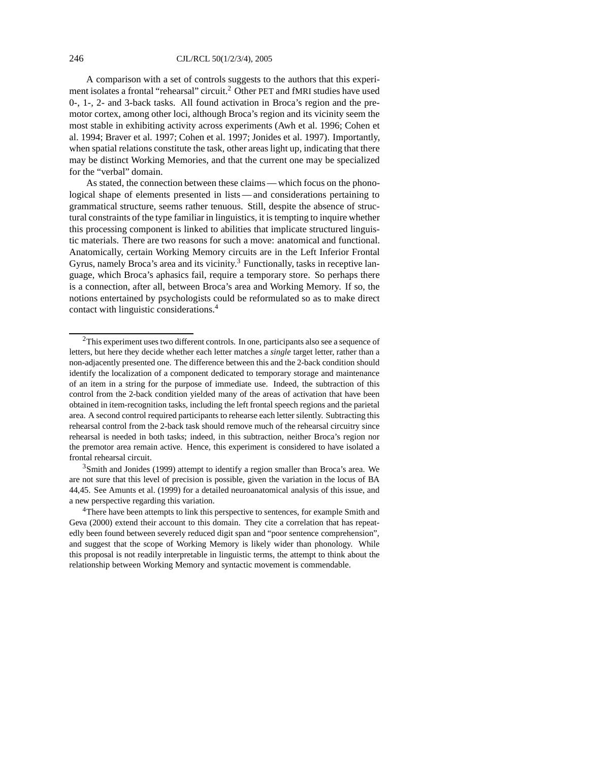A comparison with a set of controls suggests to the authors that this experiment isolates a frontal "rehearsal" circuit.[2] Other PET and fMRI studies have used 0-, 1-, 2- and 3-back tasks. All found activation in Broca's region and the premotor cortex, among other loci, although Broca's region and its vicinity seem the most stable in exhibiting activity across experiments (Awh et al. 1996; Cohen et al. 1994; Braver et al. 1997; Cohen et al. 1997; Jonides et al. 1997). Importantly, when spatial relations constitute the task, other areas light up, indicating that there may be distinct Working Memories, and that the current one may be specialized for the "verbal" domain.

As stated, the connection between these claims — which focus on the phonological shape of elements presented in lists — and considerations pertaining to grammatical structure, seems rather tenuous. Still, despite the absence of structural constraints of the type familiar in linguistics, it is tempting to inquire whether this processing component is linked to abilities that implicate structured linguistic materials. There are two reasons for such a move: anatomical and functional. Anatomically, certain Working Memory circuits are in the Left Inferior Frontal Gyrus, namely Broca's area and its vicinity.[3] Functionally, tasks in receptive language, which Broca's aphasics fail, require a temporary store. So perhaps there is a connection, after all, between Broca's area and Working Memory. If so, the notions entertained by psychologists could be reformulated so as to make direct contact with linguistic considerations.[4]

---

[2] This experiment uses two different controls. In one, participants also see a sequence of letters, but here they decide whether each letter matches a *single* target letter, rather than a non-adjacently presented one. The difference between this and the 2-back condition should identify the localization of a component dedicated to temporary storage and maintenance of an item in a string for the purpose of immediate use. Indeed, the subtraction of this control from the 2-back condition yielded many of the areas of activation that have been obtained in item-recognition tasks, including the left frontal speech regions and the parietal area. A second control required participants to rehearse each letter silently. Subtracting this rehearsal control from the 2-back task should remove much of the rehearsal circuitry since rehearsal is needed in both tasks; indeed, in this subtraction, neither Broca's region nor the premotor area remain active. Hence, this experiment is considered to have isolated a frontal rehearsal circuit.

[3] Smith and Jonides (1999) attempt to identify a region smaller than Broca's area. We are not sure that this level of precision is possible, given the variation in the locus of BA 44,45. See Amunts et al. (1999) for a detailed neuroanatomical analysis of this issue, and a new perspective regarding this variation.

[4] There have been attempts to link this perspective to sentences, for example Smith and Geva (2000) extend their account to this domain. They cite a correlation that has repeatedly been found between severely reduced digit span and "poor sentence comprehension", and suggest that the scope of Working Memory is likely wider than phonology. While this proposal is not readily interpretable in linguistic terms, the attempt to think about the relationship between Working Memory and syntactic movement is commendable.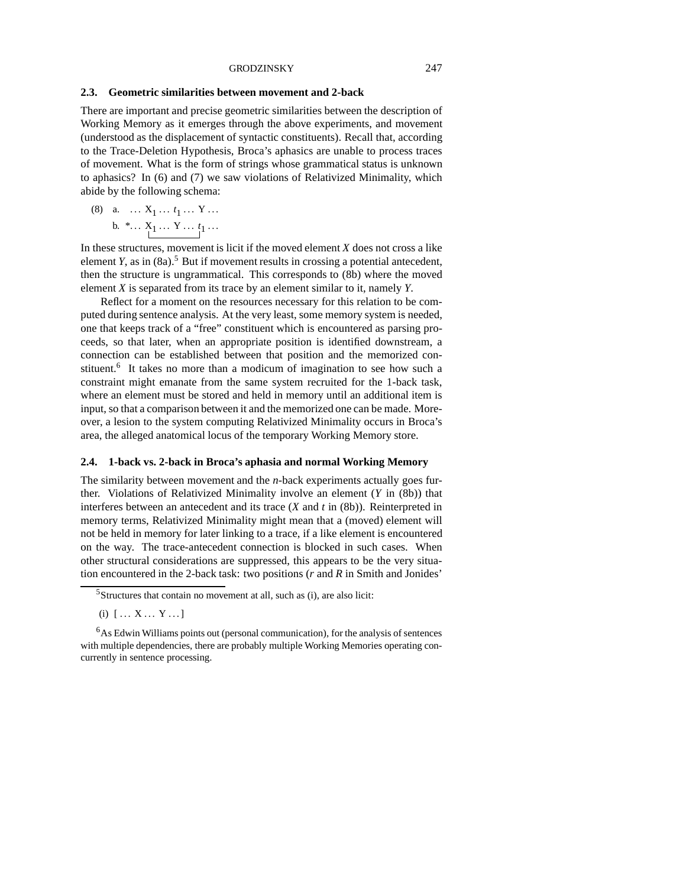### 2.3. Geometric similarities between movement and 2-back

There are important and precise geometric similarities between the description of Working Memory as it emerges through the above experiments, and movement (understood as the displacement of syntactic constituents). Recall that, according to the Trace-Deletion Hypothesis, Broca's aphasics are unable to process traces of movement. What is the form of strings whose grammatical status is unknown to aphasics? In (6) and (7) we saw violations of Relativized Minimality, which abide by the following schema:

(8) a. $\ldots X_1 \ldots t_1 \ldots Y \ldots$

b. $^{*}\ldots X_1 \ldots Y \ldots t_1 \ldots$

In these structures, movement is licit if the moved element *X* does not cross a like element *Y*, as in (8a).[5] But if movement results in crossing a potential antecedent, then the structure is ungrammatical. This corresponds to (8b) where the moved element *X* is separated from its trace by an element similar to it, namely *Y*.

Reflect for a moment on the resources necessary for this relation to be computed during sentence analysis. At the very least, some memory system is needed, one that keeps track of a "free" constituent which is encountered as parsing proceeds, so that later, when an appropriate position is identified downstream, a connection can be established between that position and the memorized constituent.[6] It takes no more than a modicum of imagination to see how such a constraint might emanate from the same system recruited for the 1-back task, where an element must be stored and held in memory until an additional item is input, so that a comparison between it and the memorized one can be made. Moreover, a lesion to the system computing Relativized Minimality occurs in Broca's area, the alleged anatomical locus of the temporary Working Memory store.

### 2.4. 1-back vs. 2-back in Broca's aphasia and normal Working Memory

The similarity between movement and the *n*-back experiments actually goes further. Violations of Relativized Minimality involve an element (*Y* in (8b)) that interferes between an antecedent and its trace (*X* and *t* in (8b)). Reinterpreted in memory terms, Relativized Minimality might mean that a (moved) element will not be held in memory for later linking to a trace, if a like element is encountered on the way. The trace-antecedent connection is blocked in such cases. When other structural considerations are suppressed, this appears to be the very situation encountered in the 2-back task: two positions (*r* and *R* in Smith and Jonides'

---

[5] Structures that contain no movement at all, such as (i), are also licit:

(i) [ … X … Y … ]

[6] As Edwin Williams points out (personal communication), for the analysis of sentences with multiple dependencies, there are probably multiple Working Memories operating concurrently in sentence processing.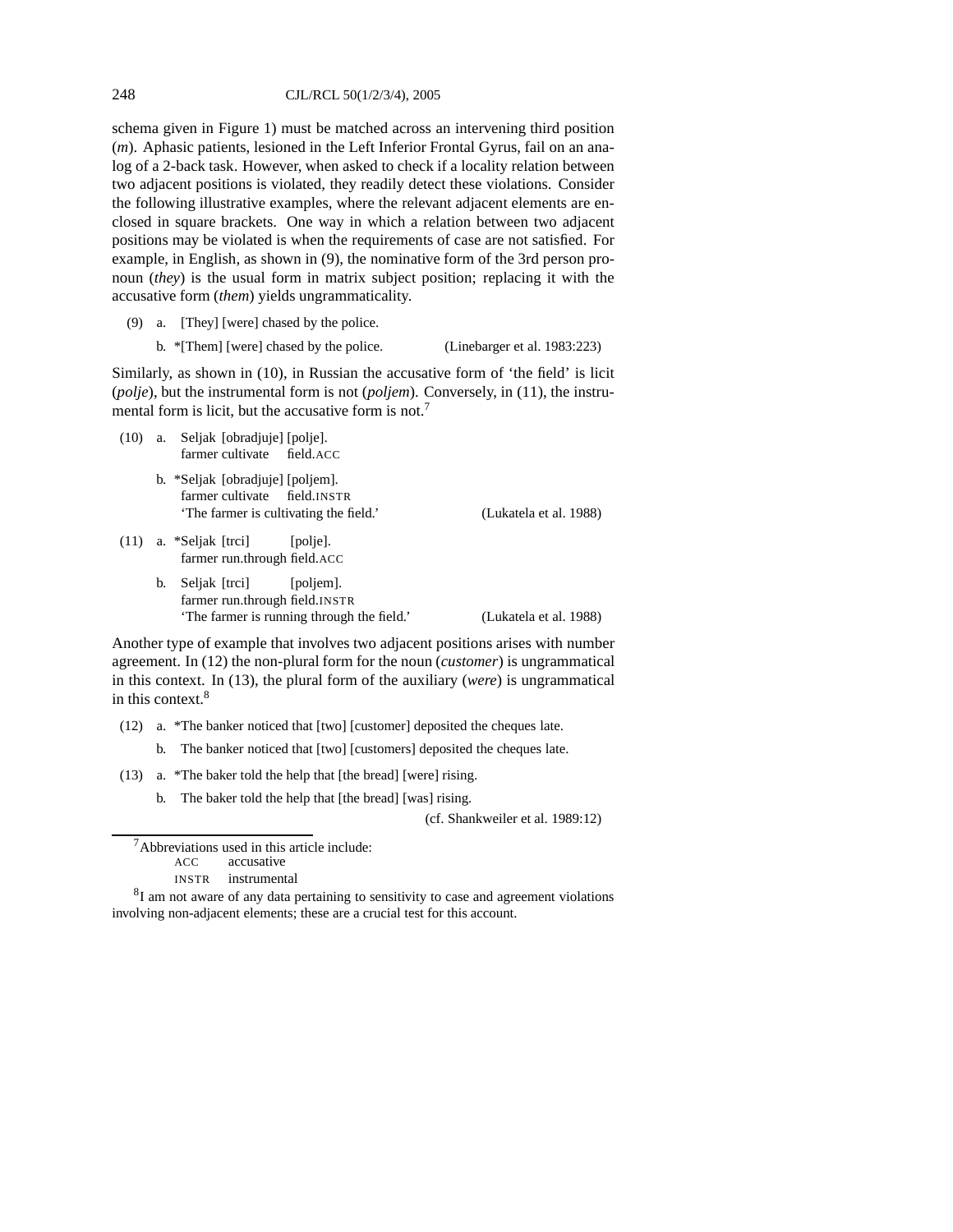schema given in Figure 1) must be matched across an intervening third position (*m*). Aphasic patients, lesioned in the Left Inferior Frontal Gyrus, fail on an analog of a 2-back task. However, when asked to check if a locality relation between two adjacent positions is violated, they readily detect these violations. Consider the following illustrative examples, where the relevant adjacent elements are enclosed in square brackets. One way in which a relation between two adjacent positions may be violated is when the requirements of case are not satisfied. For example, in English, as shown in (9), the nominative form of the 3rd person pronoun (*they*) is the usual form in matrix subject position; replacing it with the accusative form (*them*) yields ungrammaticality.

(9) a. [They] [were] chased by the police.

b. *[Them] [were] chased by the police. (Linebarger et al. 1983:223)

Similarly, as shown in (10), in Russian the accusative form of 'the field' is licit (*polje*), but the instrumental form is not (*poljem*). Conversely, in (11), the instrumental form is licit, but the accusative form is not.[7]

(10) a. Seljak [obradjuje] [polje].
farmer cultivate field.ACC

b. *Seljak [obradjuje] [poljem].
farmer cultivate field.INSTR
'The farmer is cultivating the field.' (Lukatela et al. 1988)

(11) a. *Seljak [trci] [polje].
farmer run.through field.ACC

b. Seljak [trci] [poljem].
farmer run.through field.INSTR
'The farmer is running through the field.' (Lukatela et al. 1988)

Another type of example that involves two adjacent positions arises with number agreement. In (12) the non-plural form for the noun (*customer*) is ungrammatical in this context. In (13), the plural form of the auxiliary (*were*) is ungrammatical in this context.[8]

(12) a. *The banker noticed that [two] [customer] deposited the cheques late.

b. The banker noticed that [two] [customers] deposited the cheques late.

(13) a. *The baker told the help that [the bread] [were] rising.

b. The baker told the help that [the bread] [was] rising.

(cf. Shankweiler et al. 1989:12)

---

[7] Abbreviations used in this article include:
ACC accusative
INSTR instrumental

[8] I am not aware of any data pertaining to sensitivity to case and agreement violations involving non-adjacent elements; these are a crucial test for this account.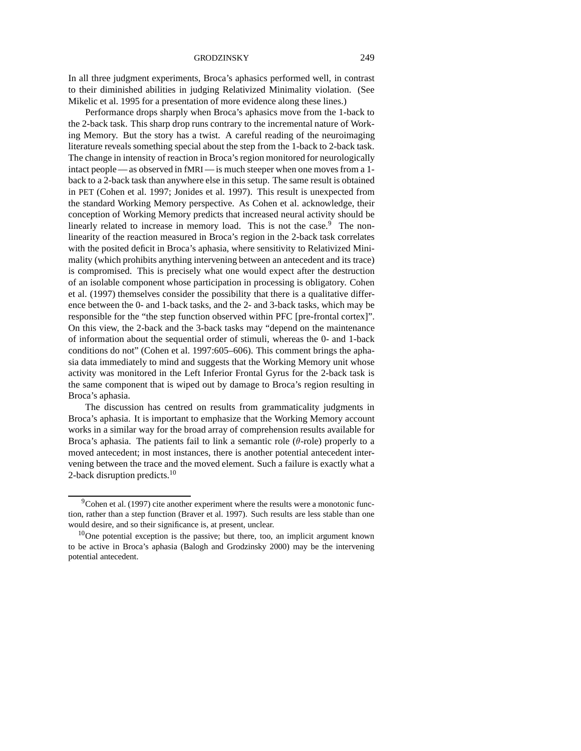In all three judgment experiments, Broca's aphasics performed well, in contrast to their diminished abilities in judging Relativized Minimality violation. (See Mikelic et al. 1995 for a presentation of more evidence along these lines.)

Performance drops sharply when Broca's aphasics move from the 1-back to the 2-back task. This sharp drop runs contrary to the incremental nature of Working Memory. But the story has a twist. A careful reading of the neuroimaging literature reveals something special about the step from the 1-back to 2-back task. The change in intensity of reaction in Broca's region monitored for neurologically intact people — as observed in fMRI — is much steeper when one moves from a 1-back to a 2-back task than anywhere else in this setup. The same result is obtained in PET (Cohen et al. 1997; Jonides et al. 1997). This result is unexpected from the standard Working Memory perspective. As Cohen et al. acknowledge, their conception of Working Memory predicts that increased neural activity should be linearly related to increase in memory load. This is not the case.[9] The non-linearity of the reaction measured in Broca's region in the 2-back task correlates with the posited deficit in Broca's aphasia, where sensitivity to Relativized Minimality (which prohibits anything intervening between an antecedent and its trace) is compromised. This is precisely what one would expect after the destruction of an isolable component whose participation in processing is obligatory. Cohen et al. (1997) themselves consider the possibility that there is a qualitative difference between the 0- and 1-back tasks, and the 2- and 3-back tasks, which may be responsible for the "the step function observed within PFC [pre-frontal cortex]". On this view, the 2-back and the 3-back tasks may "depend on the maintenance of information about the sequential order of stimuli, whereas the 0- and 1-back conditions do not" (Cohen et al. 1997:605–606). This comment brings the aphasia data immediately to mind and suggests that the Working Memory unit whose activity was monitored in the Left Inferior Frontal Gyrus for the 2-back task is the same component that is wiped out by damage to Broca's region resulting in Broca's aphasia.

The discussion has centred on results from grammaticality judgments in Broca's aphasia. It is important to emphasize that the Working Memory account works in a similar way for the broad array of comprehension results available for Broca's aphasia. The patients fail to link a semantic role ($\theta$-role) properly to a moved antecedent; in most instances, there is another potential antecedent intervening between the trace and the moved element. Such a failure is exactly what a 2-back disruption predicts.[10]

---

[9] Cohen et al. (1997) cite another experiment where the results were a monotonic function, rather than a step function (Braver et al. 1997). Such results are less stable than one would desire, and so their significance is, at present, unclear.

[10] One potential exception is the passive; but there, too, an implicit argument known to be active in Broca's aphasia (Balogh and Grodzinsky 2000) may be the intervening potential antecedent.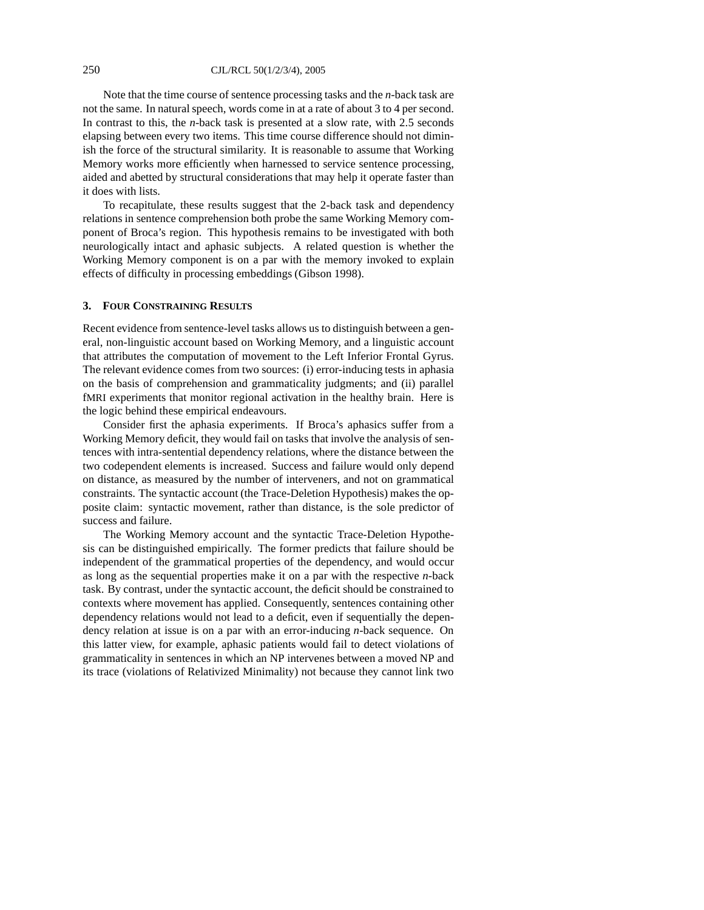Note that the time course of sentence processing tasks and the *n*-back task are not the same. In natural speech, words come in at a rate of about 3 to 4 per second. In contrast to this, the *n*-back task is presented at a slow rate, with 2.5 seconds elapsing between every two items. This time course difference should not diminish the force of the structural similarity. It is reasonable to assume that Working Memory works more efficiently when harnessed to service sentence processing, aided and abetted by structural considerations that may help it operate faster than it does with lists.

To recapitulate, these results suggest that the 2-back task and dependency relations in sentence comprehension both probe the same Working Memory component of Broca's region. This hypothesis remains to be investigated with both neurologically intact and aphasic subjects. A related question is whether the Working Memory component is on a par with the memory invoked to explain effects of difficulty in processing embeddings (Gibson 1998).

## 3. Four Constraining Results

Recent evidence from sentence-level tasks allows us to distinguish between a general, non-linguistic account based on Working Memory, and a linguistic account that attributes the computation of movement to the Left Inferior Frontal Gyrus. The relevant evidence comes from two sources: (i) error-inducing tests in aphasia on the basis of comprehension and grammaticality judgments; and (ii) parallel fMRI experiments that monitor regional activation in the healthy brain. Here is the logic behind these empirical endeavours.

Consider first the aphasia experiments. If Broca's aphasics suffer from a Working Memory deficit, they would fail on tasks that involve the analysis of sentences with intra-sentential dependency relations, where the distance between the two codependent elements is increased. Success and failure would only depend on distance, as measured by the number of interveners, and not on grammatical constraints. The syntactic account (the Trace-Deletion Hypothesis) makes the opposite claim: syntactic movement, rather than distance, is the sole predictor of success and failure.

The Working Memory account and the syntactic Trace-Deletion Hypothesis can be distinguished empirically. The former predicts that failure should be independent of the grammatical properties of the dependency, and would occur as long as the sequential properties make it on a par with the respective *n*-back task. By contrast, under the syntactic account, the deficit should be constrained to contexts where movement has applied. Consequently, sentences containing other dependency relations would not lead to a deficit, even if sequentially the dependency relation at issue is on a par with an error-inducing *n*-back sequence. On this latter view, for example, aphasic patients would fail to detect violations of grammaticality in sentences in which an NP intervenes between a moved NP and its trace (violations of Relativized Minimality) not because they cannot link two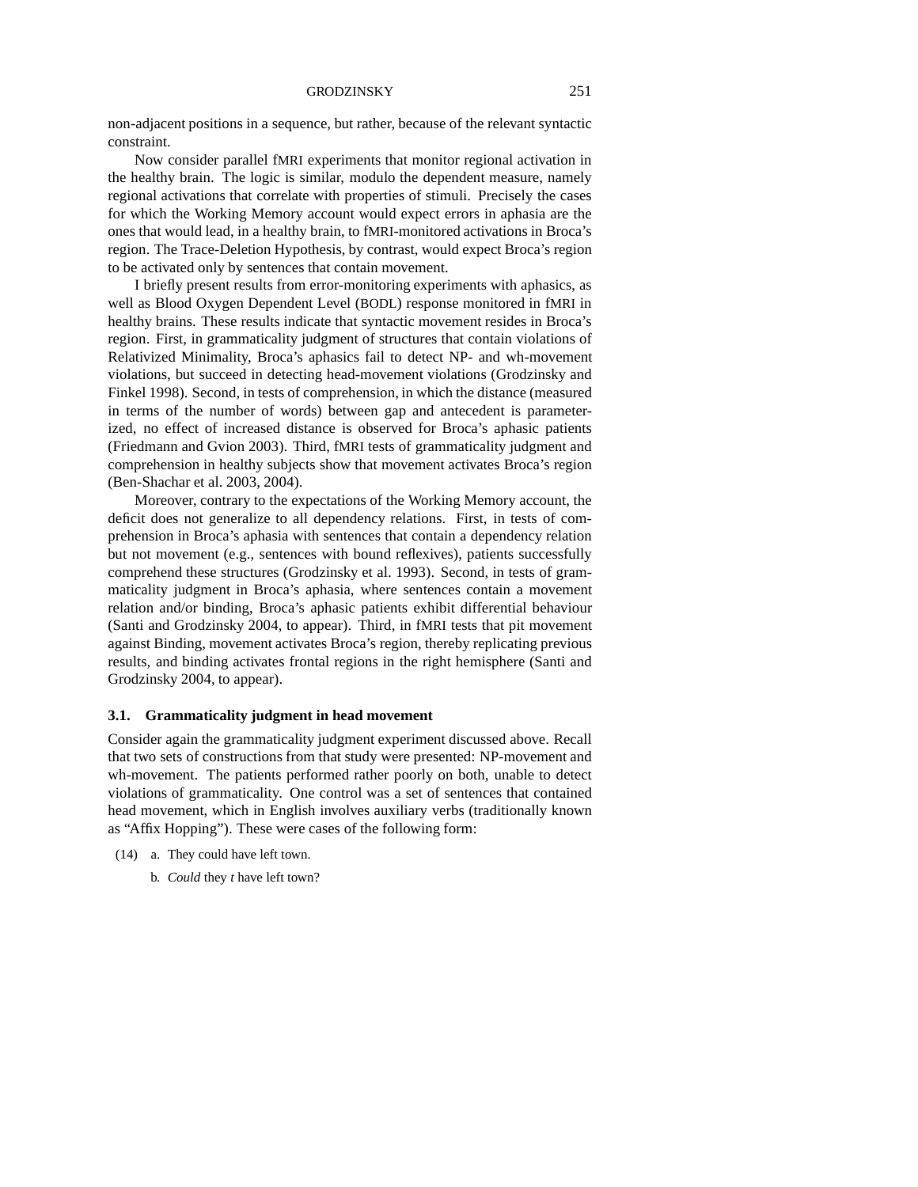non-adjacent positions in a sequence, but rather, because of the relevant syntactic constraint.

Now consider parallel fMRI experiments that monitor regional activation in the healthy brain. The logic is similar, modulo the dependent measure, namely regional activations that correlate with properties of stimuli. Precisely the cases for which the Working Memory account would expect errors in aphasia are the ones that would lead, in a healthy brain, to fMRI-monitored activations in Broca's region. The Trace-Deletion Hypothesis, by contrast, would expect Broca's region to be activated only by sentences that contain movement.

I briefly present results from error-monitoring experiments with aphasics, as well as Blood Oxygen Dependent Level (BODL) response monitored in fMRI in healthy brains. These results indicate that syntactic movement resides in Broca's region. First, in grammaticality judgment of structures that contain violations of Relativized Minimality, Broca's aphasics fail to detect NP- and wh-movement violations, but succeed in detecting head-movement violations (Grodzinsky and Finkel 1998). Second, in tests of comprehension, in which the distance (measured in terms of the number of words) between gap and antecedent is parameterized, no effect of increased distance is observed for Broca's aphasic patients (Friedmann and Gvion 2003). Third, fMRI tests of grammaticality judgment and comprehension in healthy subjects show that movement activates Broca's region (Ben-Shachar et al. 2003, 2004).

Moreover, contrary to the expectations of the Working Memory account, the deficit does not generalize to all dependency relations. First, in tests of comprehension in Broca's aphasia with sentences that contain a dependency relation but not movement (e.g., sentences with bound reflexives), patients successfully comprehend these structures (Grodzinsky et al. 1993). Second, in tests of grammaticality judgment in Broca's aphasia, where sentences contain a movement relation and/or binding, Broca's aphasic patients exhibit differential behaviour (Santi and Grodzinsky 2004, to appear). Third, in fMRI tests that pit movement against Binding, movement activates Broca's region, thereby replicating previous results, and binding activates frontal regions in the right hemisphere (Santi and Grodzinsky 2004, to appear).

### 3.1. Grammaticality judgment in head movement

Consider again the grammaticality judgment experiment discussed above. Recall that two sets of constructions from that study were presented: NP-movement and wh-movement. The patients performed rather poorly on both, unable to detect violations of grammaticality. One control was a set of sentences that contained head movement, which in English involves auxiliary verbs (traditionally known as "Affix Hopping"). These were cases of the following form:

(14) a. They could have left town.

b. *Could* they *t* have left town?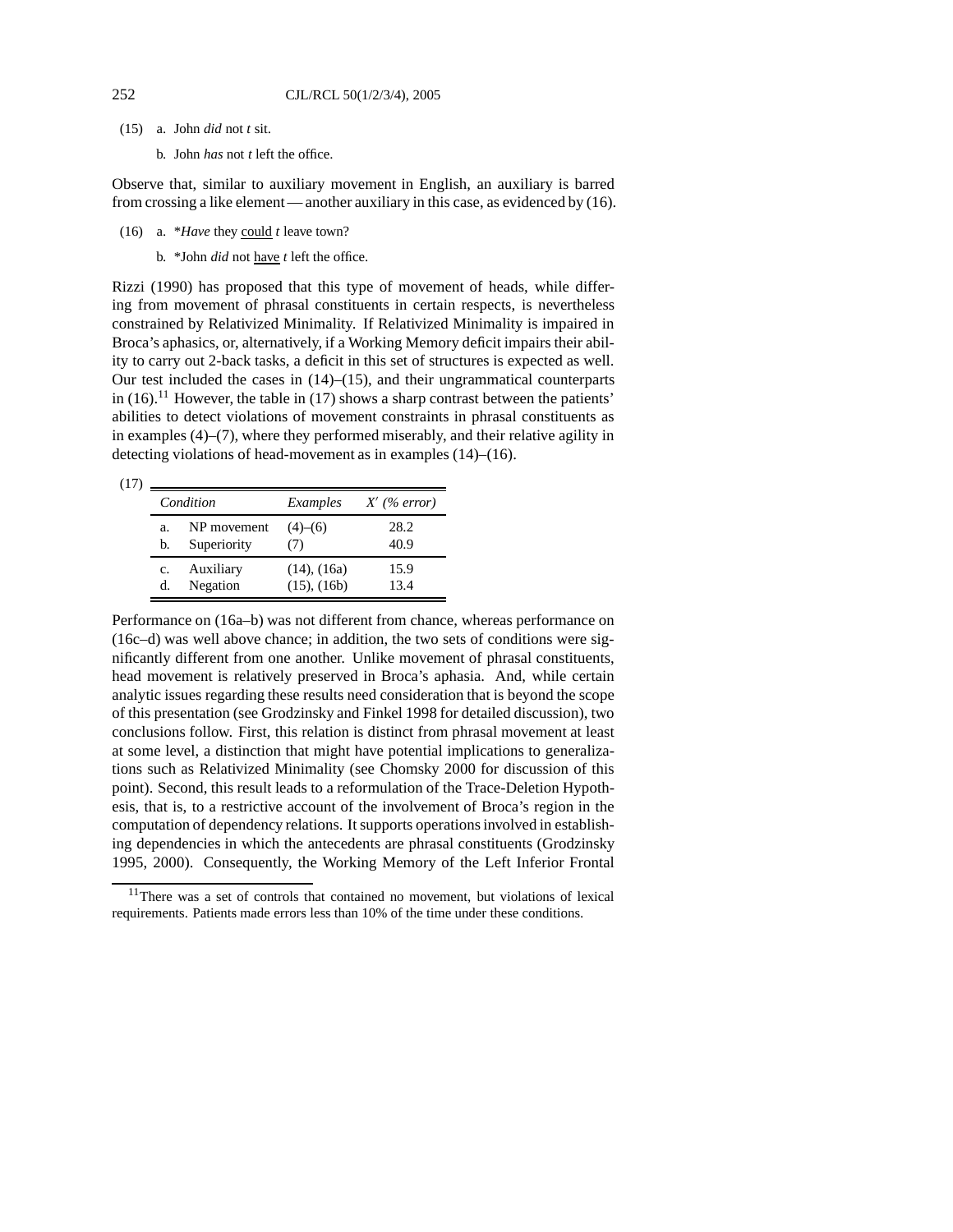(15) a. John *did* not *t* sit.

  b. John *has* not *t* left the office.

Observe that, similar to auxiliary movement in English, an auxiliary is barred from crossing a like element — another auxiliary in this case, as evidenced by (16).

(16) a. **Have* they could *t* leave town?

  b. *John *did* not have *t* left the office.

Rizzi (1990) has proposed that this type of movement of heads, while differing from movement of phrasal constituents in certain respects, is nevertheless constrained by Relativized Minimality. If Relativized Minimality is impaired in Broca's aphasics, or, alternatively, if a Working Memory deficit impairs their ability to carry out 2-back tasks, a deficit in this set of structures is expected as well. Our test included the cases in (14)–(15), and their ungrammatical counterparts in (16).[11] However, the table in (17) shows a sharp contrast between the patients' abilities to detect violations of movement constraints in phrasal constituents as in examples (4)–(7), where they performed miserably, and their relative agility in detecting violations of head-movement as in examples (14)–(16).

(17)

| | *Condition* | *Examples* | *X′ (% error)* |
|---|---|---|---|
| a. | NP movement | (4)–(6) | 28.2 |
| b. | Superiority | (7) | 40.9 |
| c. | Auxiliary | (14), (16a) | 15.9 |
| d. | Negation | (15), (16b) | 13.4 |

Performance on (16a–b) was not different from chance, whereas performance on (16c–d) was well above chance; in addition, the two sets of conditions were significantly different from one another. Unlike movement of phrasal constituents, head movement is relatively preserved in Broca's aphasia. And, while certain analytic issues regarding these results need consideration that is beyond the scope of this presentation (see Grodzinsky and Finkel 1998 for detailed discussion), two conclusions follow. First, this relation is distinct from phrasal movement at least at some level, a distinction that might have potential implications to generalizations such as Relativized Minimality (see Chomsky 2000 for discussion of this point). Second, this result leads to a reformulation of the Trace-Deletion Hypothesis, that is, to a restrictive account of the involvement of Broca's region in the computation of dependency relations. It supports operations involved in establishing dependencies in which the antecedents are phrasal constituents (Grodzinsky 1995, 2000). Consequently, the Working Memory of the Left Inferior Frontal

[11] There was a set of controls that contained no movement, but violations of lexical requirements. Patients made errors less than 10% of the time under these conditions.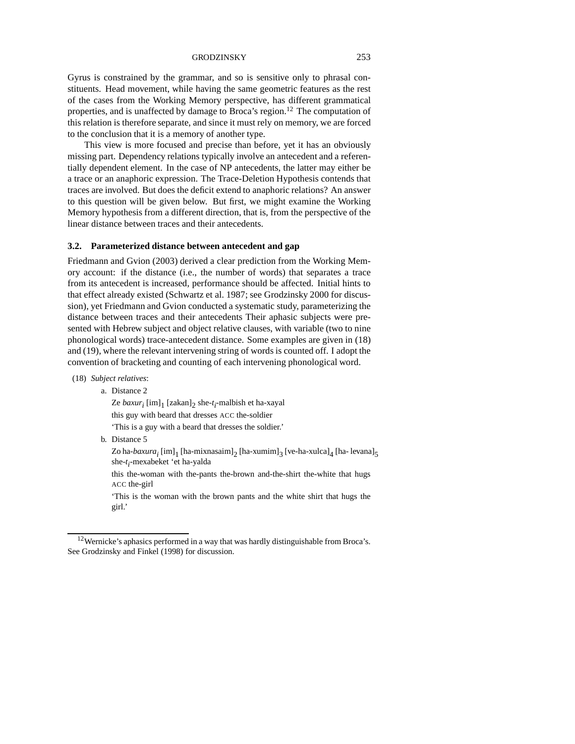Gyrus is constrained by the grammar, and so is sensitive only to phrasal constituents. Head movement, while having the same geometric features as the rest of the cases from the Working Memory perspective, has different grammatical properties, and is unaffected by damage to Broca's region.[12] The computation of this relation is therefore separate, and since it must rely on memory, we are forced to the conclusion that it is a memory of another type.

This view is more focused and precise than before, yet it has an obviously missing part. Dependency relations typically involve an antecedent and a referentially dependent element. In the case of NP antecedents, the latter may either be a trace or an anaphoric expression. The Trace-Deletion Hypothesis contends that traces are involved. But does the deficit extend to anaphoric relations? An answer to this question will be given below. But first, we might examine the Working Memory hypothesis from a different direction, that is, from the perspective of the linear distance between traces and their antecedents.

### 3.2. Parameterized distance between antecedent and gap

Friedmann and Gvion (2003) derived a clear prediction from the Working Memory account: if the distance (i.e., the number of words) that separates a trace from its antecedent is increased, performance should be affected. Initial hints to that effect already existed (Schwartz et al. 1987; see Grodzinsky 2000 for discussion), yet Friedmann and Gvion conducted a systematic study, parameterizing the distance between traces and their antecedents Their aphasic subjects were presented with Hebrew subject and object relative clauses, with variable (two to nine phonological words) trace-antecedent distance. Some examples are given in (18) and (19), where the relevant intervening string of words is counted off. I adopt the convention of bracketing and counting of each intervening phonological word.

(18) *Subject relatives*:

a. Distance 2

Ze *baxur*$_i$ [im]$_1$ [zakan]$_2$ she-$t_i$-malbish et ha-xayal

this guy with beard that dresses ACC the-soldier

'This is a guy with a beard that dresses the soldier.'

b. Distance 5

Zo ha-*baxura*$_i$ [im]$_1$ [ha-mixnasaim]$_2$ [ha-xumim]$_3$ [ve-ha-xulca]$_4$ [ha- levana]$_5$ she-$t_i$-mexabeket 'et ha-yalda

this the-woman with the-pants the-brown and-the-shirt the-white that hugs ACC the-girl

'This is the woman with the brown pants and the white shirt that hugs the girl.'

[12] Wernicke's aphasics performed in a way that was hardly distinguishable from Broca's. See Grodzinsky and Finkel (1998) for discussion.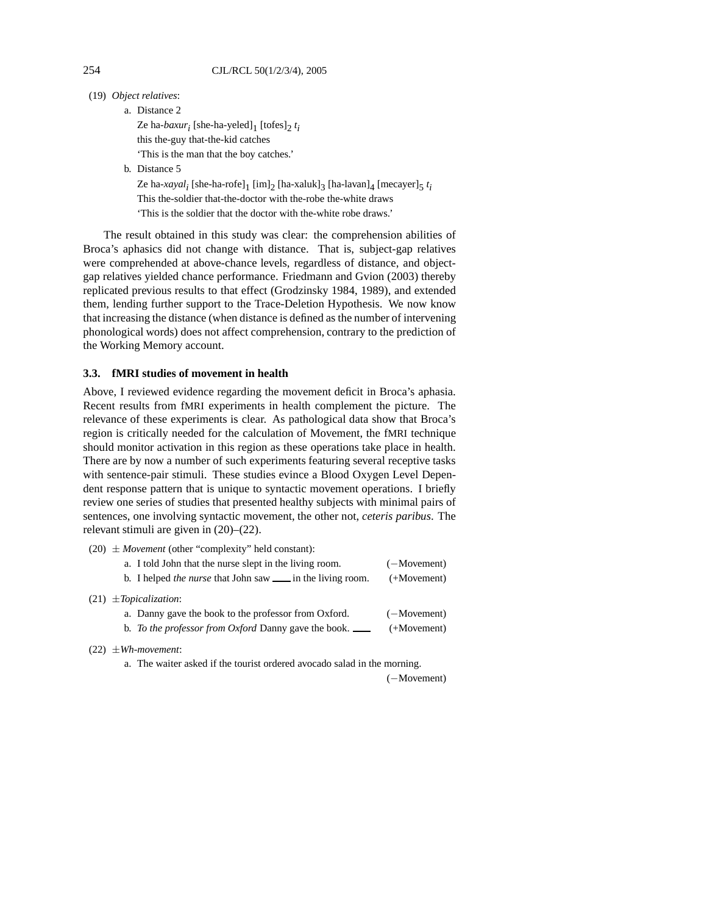(19) *Object relatives*:

   a. Distance 2

      Ze ha-*baxur*$_i$ [she-ha-yeled]$_1$ [tofes]$_2$ $t_i$
      this the-guy that-the-kid catches
      'This is the man that the boy catches.'

   b. Distance 5

      Ze ha-*xayal*$_i$ [she-ha-rofe]$_1$ [im]$_2$ [ha-xaluk]$_3$ [ha-lavan]$_4$ [mecayer]$_5$ $t_i$
      This the-soldier that-the-doctor with the-robe the-white draws
      'This is the soldier that the doctor with the-white robe draws.'

The result obtained in this study was clear: the comprehension abilities of Broca's aphasics did not change with distance. That is, subject-gap relatives were comprehended at above-chance levels, regardless of distance, and object-gap relatives yielded chance performance. Friedmann and Gvion (2003) thereby replicated previous results to that effect (Grodzinsky 1984, 1989), and extended them, lending further support to the Trace-Deletion Hypothesis. We now know that increasing the distance (when distance is defined as the number of intervening phonological words) does not affect comprehension, contrary to the prediction of the Working Memory account.

### 3.3. fMRI studies of movement in health

Above, I reviewed evidence regarding the movement deficit in Broca's aphasia. Recent results from fMRI experiments in health complement the picture. The relevance of these experiments is clear. As pathological data show that Broca's region is critically needed for the calculation of Movement, the fMRI technique should monitor activation in this region as these operations take place in health. There are by now a number of such experiments featuring several receptive tasks with sentence-pair stimuli. These studies evince a Blood Oxygen Level Dependent response pattern that is unique to syntactic movement operations. I briefly review one series of studies that presented healthy subjects with minimal pairs of sentences, one involving syntactic movement, the other not, *ceteris paribus*. The relevant stimuli are given in (20)–(22).

(20) ± *Movement* (other "complexity" held constant):

   a. I told John that the nurse slept in the living room. (−Movement)

   b. I helped *the nurse* that John saw \_\_\_\_ in the living room. (+Movement)

(21) ±*Topicalization*:

   a. Danny gave the book to the professor from Oxford. (−Movement)

   b. *To the professor from Oxford* Danny gave the book. \_\_\_\_ (+Movement)

(22) ±*Wh-movement*:

   a. The waiter asked if the tourist ordered avocado salad in the morning. (−Movement)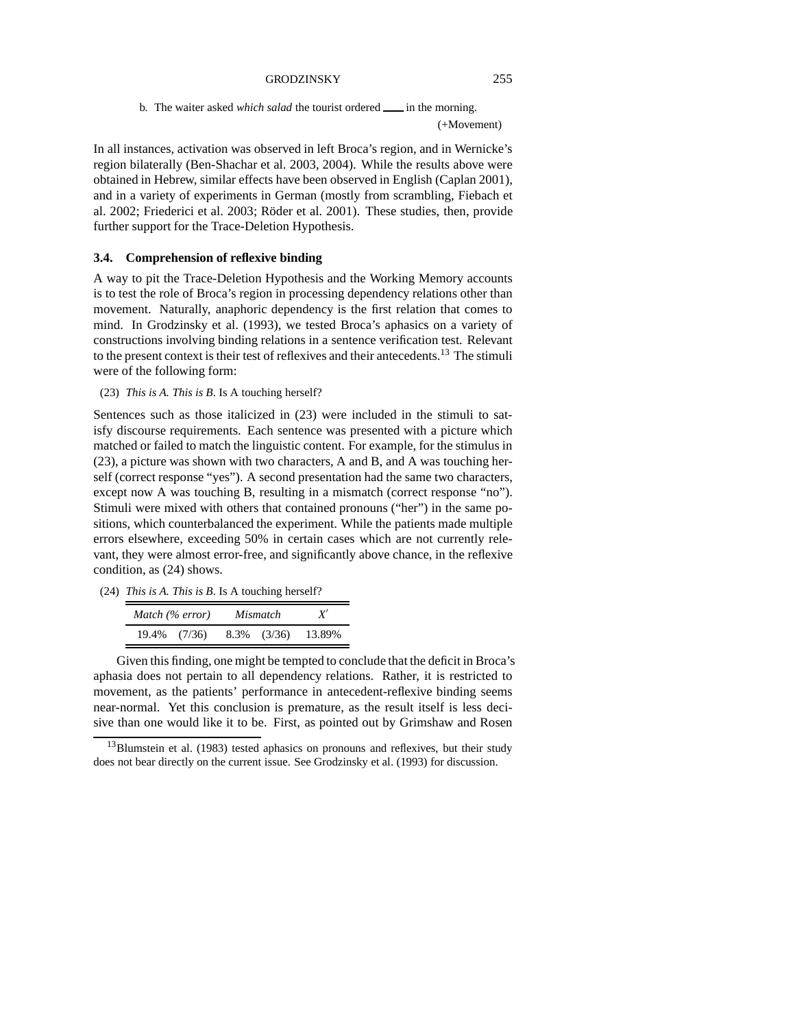b. The waiter asked *which salad* the tourist ordered ___ in the morning.
(+Movement)

In all instances, activation was observed in left Broca's region, and in Wernicke's region bilaterally (Ben-Shachar et al. 2003, 2004). While the results above were obtained in Hebrew, similar effects have been observed in English (Caplan 2001), and in a variety of experiments in German (mostly from scrambling, Fiebach et al. 2002; Friederici et al. 2003; Röder et al. 2001). These studies, then, provide further support for the Trace-Deletion Hypothesis.

### 3.4. Comprehension of reflexive binding

A way to pit the Trace-Deletion Hypothesis and the Working Memory accounts is to test the role of Broca's region in processing dependency relations other than movement. Naturally, anaphoric dependency is the first relation that comes to mind. In Grodzinsky et al. (1993), we tested Broca's aphasics on a variety of constructions involving binding relations in a sentence verification test. Relevant to the present context is their test of reflexives and their antecedents.[13] The stimuli were of the following form:

(23) *This is A. This is B.* Is A touching herself?

Sentences such as those italicized in (23) were included in the stimuli to satisfy discourse requirements. Each sentence was presented with a picture which matched or failed to match the linguistic content. For example, for the stimulus in (23), a picture was shown with two characters, A and B, and A was touching herself (correct response "yes"). A second presentation had the same two characters, except now A was touching B, resulting in a mismatch (correct response "no"). Stimuli were mixed with others that contained pronouns ("her") in the same positions, which counterbalanced the experiment. While the patients made multiple errors elsewhere, exceeding 50% in certain cases which are not currently relevant, they were almost error-free, and significantly above chance, in the reflexive condition, as (24) shows.

(24) *This is A. This is B.* Is A touching herself?

| *Match (% error)* | | *Mismatch* | | $X'$ |
|---|---|---|---|---|
| 19.4% | (7/36) | 8.3% | (3/36) | 13.89% |

Given this finding, one might be tempted to conclude that the deficit in Broca's aphasia does not pertain to all dependency relations. Rather, it is restricted to movement, as the patients' performance in antecedent-reflexive binding seems near-normal. Yet this conclusion is premature, as the result itself is less decisive than one would like it to be. First, as pointed out by Grimshaw and Rosen

[13] Blumstein et al. (1983) tested aphasics on pronouns and reflexives, but their study does not bear directly on the current issue. See Grodzinsky et al. (1993) for discussion.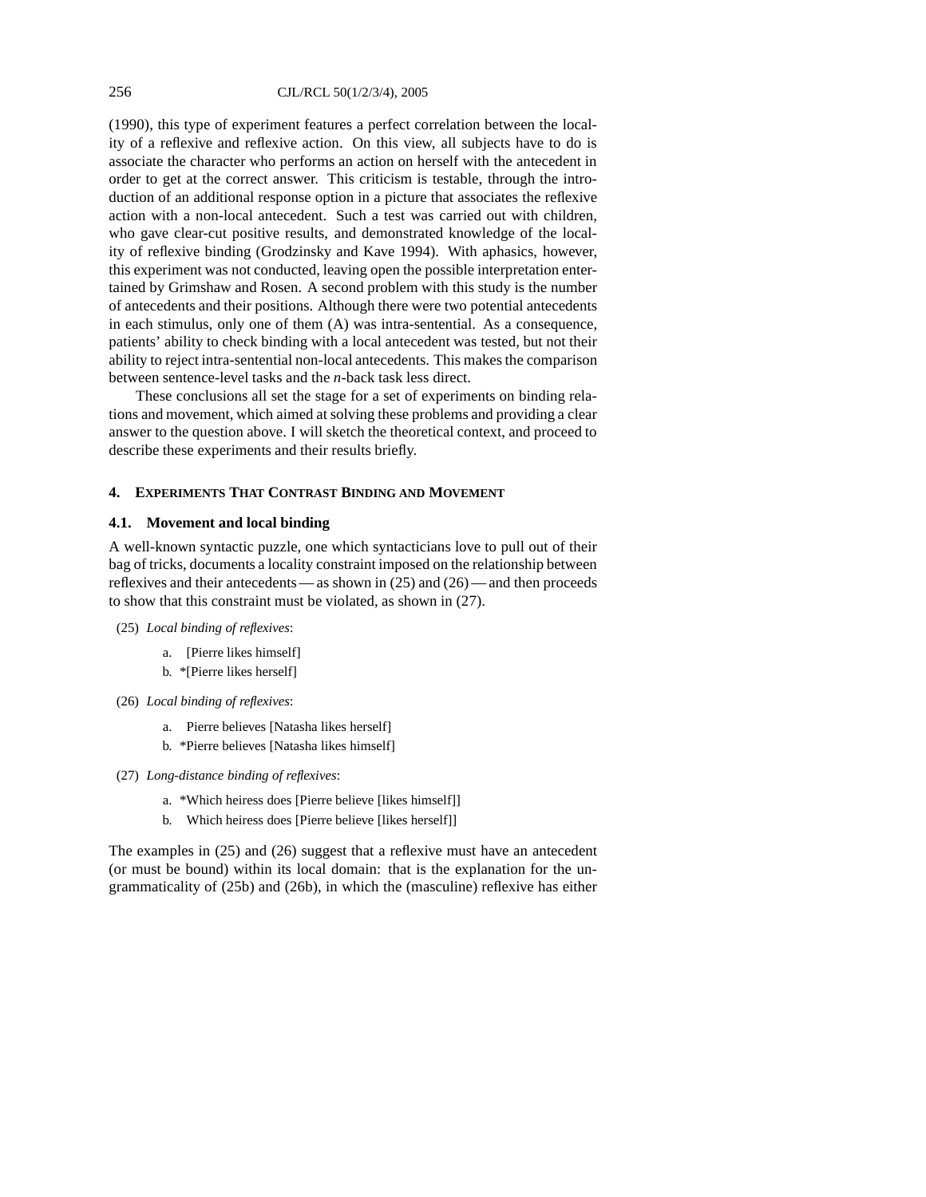(1990), this type of experiment features a perfect correlation between the locality of a reflexive and reflexive action. On this view, all subjects have to do is associate the character who performs an action on herself with the antecedent in order to get at the correct answer. This criticism is testable, through the introduction of an additional response option in a picture that associates the reflexive action with a non-local antecedent. Such a test was carried out with children, who gave clear-cut positive results, and demonstrated knowledge of the locality of reflexive binding (Grodzinsky and Kave 1994). With aphasics, however, this experiment was not conducted, leaving open the possible interpretation entertained by Grimshaw and Rosen. A second problem with this study is the number of antecedents and their positions. Although there were two potential antecedents in each stimulus, only one of them (A) was intra-sentential. As a consequence, patients' ability to check binding with a local antecedent was tested, but not their ability to reject intra-sentential non-local antecedents. This makes the comparison between sentence-level tasks and the *n*-back task less direct.

These conclusions all set the stage for a set of experiments on binding relations and movement, which aimed at solving these problems and providing a clear answer to the question above. I will sketch the theoretical context, and proceed to describe these experiments and their results briefly.

## 4. Experiments That Contrast Binding and Movement

### 4.1. Movement and local binding

A well-known syntactic puzzle, one which syntacticians love to pull out of their bag of tricks, documents a locality constraint imposed on the relationship between reflexives and their antecedents — as shown in (25) and (26) — and then proceeds to show that this constraint must be violated, as shown in (27).

(25) *Local binding of reflexives*:

- a. [Pierre likes himself]
- b. *[Pierre likes herself]

(26) *Local binding of reflexives*:

- a. Pierre believes [Natasha likes herself]
- b. *Pierre believes [Natasha likes himself]

(27) *Long-distance binding of reflexives*:

- a. *Which heiress does [Pierre believe [likes himself]]
- b. Which heiress does [Pierre believe [likes herself]]

The examples in (25) and (26) suggest that a reflexive must have an antecedent (or must be bound) within its local domain: that is the explanation for the ungrammaticality of (25b) and (26b), in which the (masculine) reflexive has either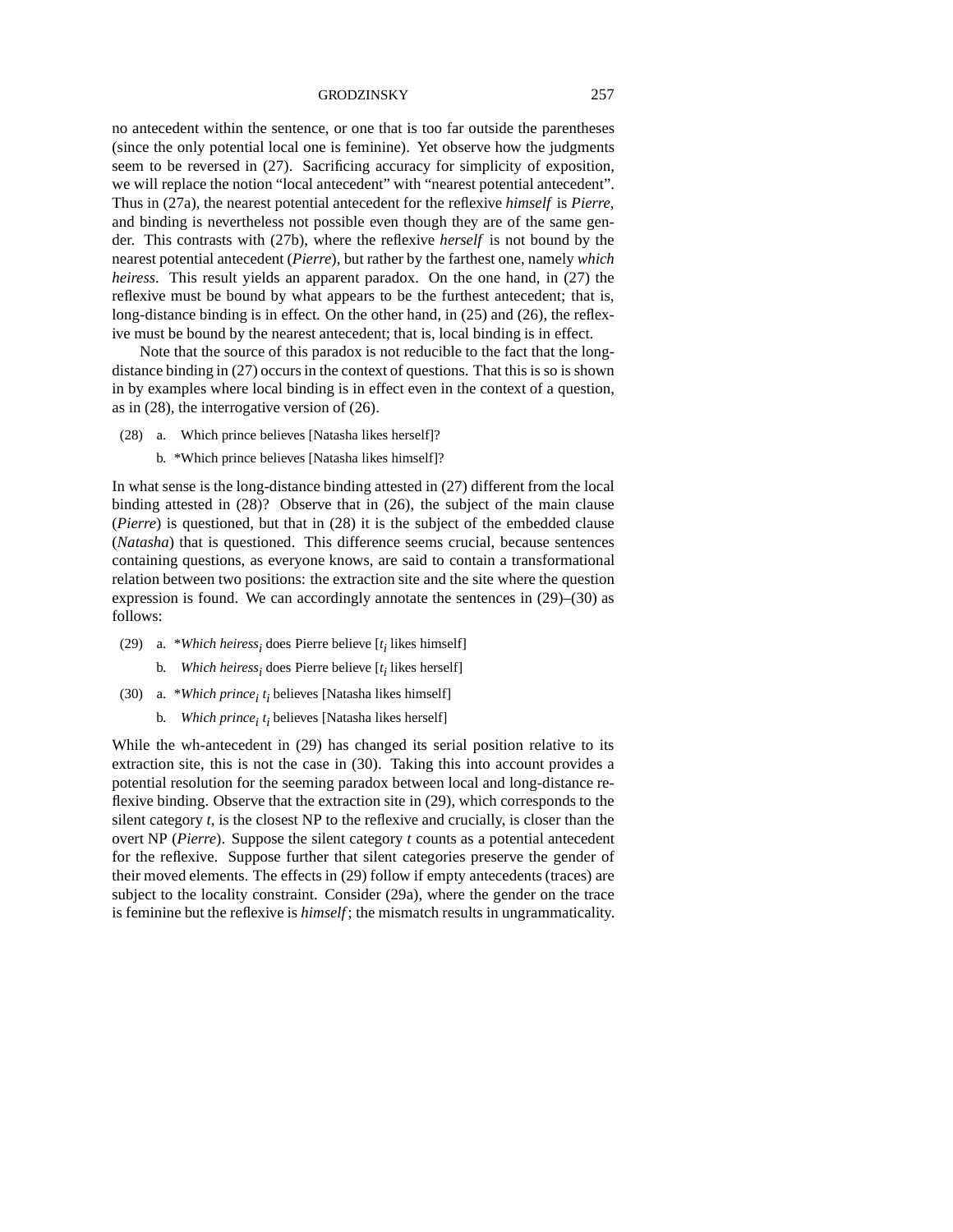no antecedent within the sentence, or one that is too far outside the parentheses (since the only potential local one is feminine). Yet observe how the judgments seem to be reversed in (27). Sacrificing accuracy for simplicity of exposition, we will replace the notion "local antecedent" with "nearest potential antecedent". Thus in (27a), the nearest potential antecedent for the reflexive *himself* is *Pierre*, and binding is nevertheless not possible even though they are of the same gender. This contrasts with (27b), where the reflexive *herself* is not bound by the nearest potential antecedent (*Pierre*), but rather by the farthest one, namely *which heiress*. This result yields an apparent paradox. On the one hand, in (27) the reflexive must be bound by what appears to be the furthest antecedent; that is, long-distance binding is in effect. On the other hand, in (25) and (26), the reflexive must be bound by the nearest antecedent; that is, local binding is in effect.

Note that the source of this paradox is not reducible to the fact that the long-distance binding in (27) occurs in the context of questions. That this is so is shown in by examples where local binding is in effect even in the context of a question, as in (28), the interrogative version of (26).

(28) a. Which prince believes [Natasha likes herself]?

b. *Which prince believes [Natasha likes himself]?

In what sense is the long-distance binding attested in (27) different from the local binding attested in (28)? Observe that in (26), the subject of the main clause (*Pierre*) is questioned, but that in (28) it is the subject of the embedded clause (*Natasha*) that is questioned. This difference seems crucial, because sentences containing questions, as everyone knows, are said to contain a transformational relation between two positions: the extraction site and the site where the question expression is found. We can accordingly annotate the sentences in (29)–(30) as follows:

(29) a. **Which heiress*$_i$ does Pierre believe [$t_i$ likes himself]

b. *Which heiress*$_i$ does Pierre believe [$t_i$ likes herself]

(30) a. **Which prince*$_i$ $t_i$ believes [Natasha likes himself]

b. *Which prince*$_i$ $t_i$ believes [Natasha likes herself]

While the wh-antecedent in (29) has changed its serial position relative to its extraction site, this is not the case in (30). Taking this into account provides a potential resolution for the seeming paradox between local and long-distance reflexive binding. Observe that the extraction site in (29), which corresponds to the silent category *t*, is the closest NP to the reflexive and crucially, is closer than the overt NP (*Pierre*). Suppose the silent category *t* counts as a potential antecedent for the reflexive. Suppose further that silent categories preserve the gender of their moved elements. The effects in (29) follow if empty antecedents (traces) are subject to the locality constraint. Consider (29a), where the gender on the trace is feminine but the reflexive is *himself*; the mismatch results in ungrammaticality.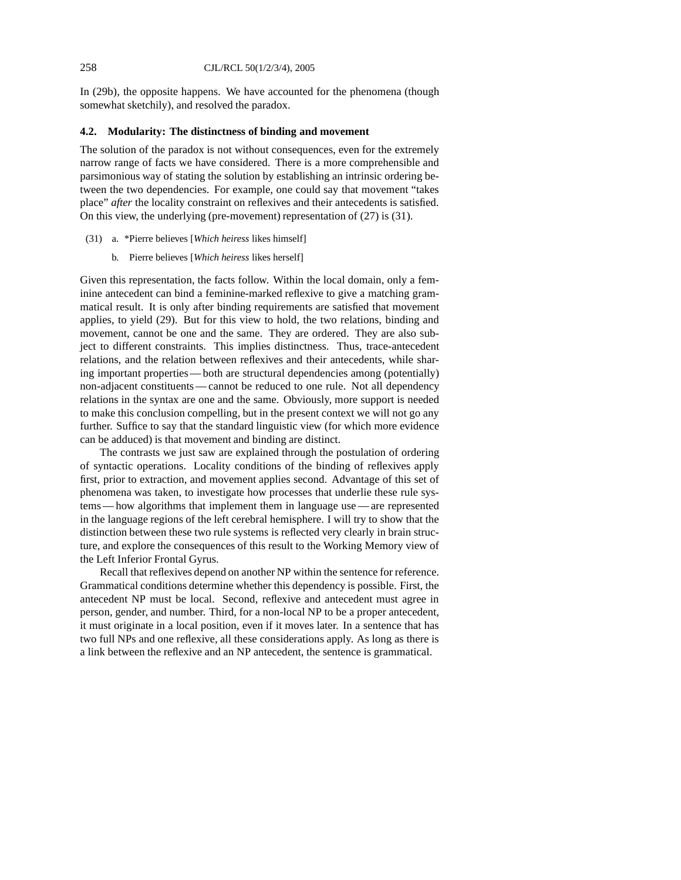In (29b), the opposite happens. We have accounted for the phenomena (though somewhat sketchily), and resolved the paradox.

### 4.2. Modularity: The distinctness of binding and movement

The solution of the paradox is not without consequences, even for the extremely narrow range of facts we have considered. There is a more comprehensible and parsimonious way of stating the solution by establishing an intrinsic ordering between the two dependencies. For example, one could say that movement "takes place" *after* the locality constraint on reflexives and their antecedents is satisfied. On this view, the underlying (pre-movement) representation of (27) is (31).

(31) a. *Pierre believes [*Which heiress* likes himself]

b. Pierre believes [*Which heiress* likes herself]

Given this representation, the facts follow. Within the local domain, only a feminine antecedent can bind a feminine-marked reflexive to give a matching grammatical result. It is only after binding requirements are satisfied that movement applies, to yield (29). But for this view to hold, the two relations, binding and movement, cannot be one and the same. They are ordered. They are also subject to different constraints. This implies distinctness. Thus, trace-antecedent relations, and the relation between reflexives and their antecedents, while sharing important properties — both are structural dependencies among (potentially) non-adjacent constituents — cannot be reduced to one rule. Not all dependency relations in the syntax are one and the same. Obviously, more support is needed to make this conclusion compelling, but in the present context we will not go any further. Suffice to say that the standard linguistic view (for which more evidence can be adduced) is that movement and binding are distinct.

The contrasts we just saw are explained through the postulation of ordering of syntactic operations. Locality conditions of the binding of reflexives apply first, prior to extraction, and movement applies second. Advantage of this set of phenomena was taken, to investigate how processes that underlie these rule systems — how algorithms that implement them in language use — are represented in the language regions of the left cerebral hemisphere. I will try to show that the distinction between these two rule systems is reflected very clearly in brain structure, and explore the consequences of this result to the Working Memory view of the Left Inferior Frontal Gyrus.

Recall that reflexives depend on another NP within the sentence for reference. Grammatical conditions determine whether this dependency is possible. First, the antecedent NP must be local. Second, reflexive and antecedent must agree in person, gender, and number. Third, for a non-local NP to be a proper antecedent, it must originate in a local position, even if it moves later. In a sentence that has two full NPs and one reflexive, all these considerations apply. As long as there is a link between the reflexive and an NP antecedent, the sentence is grammatical.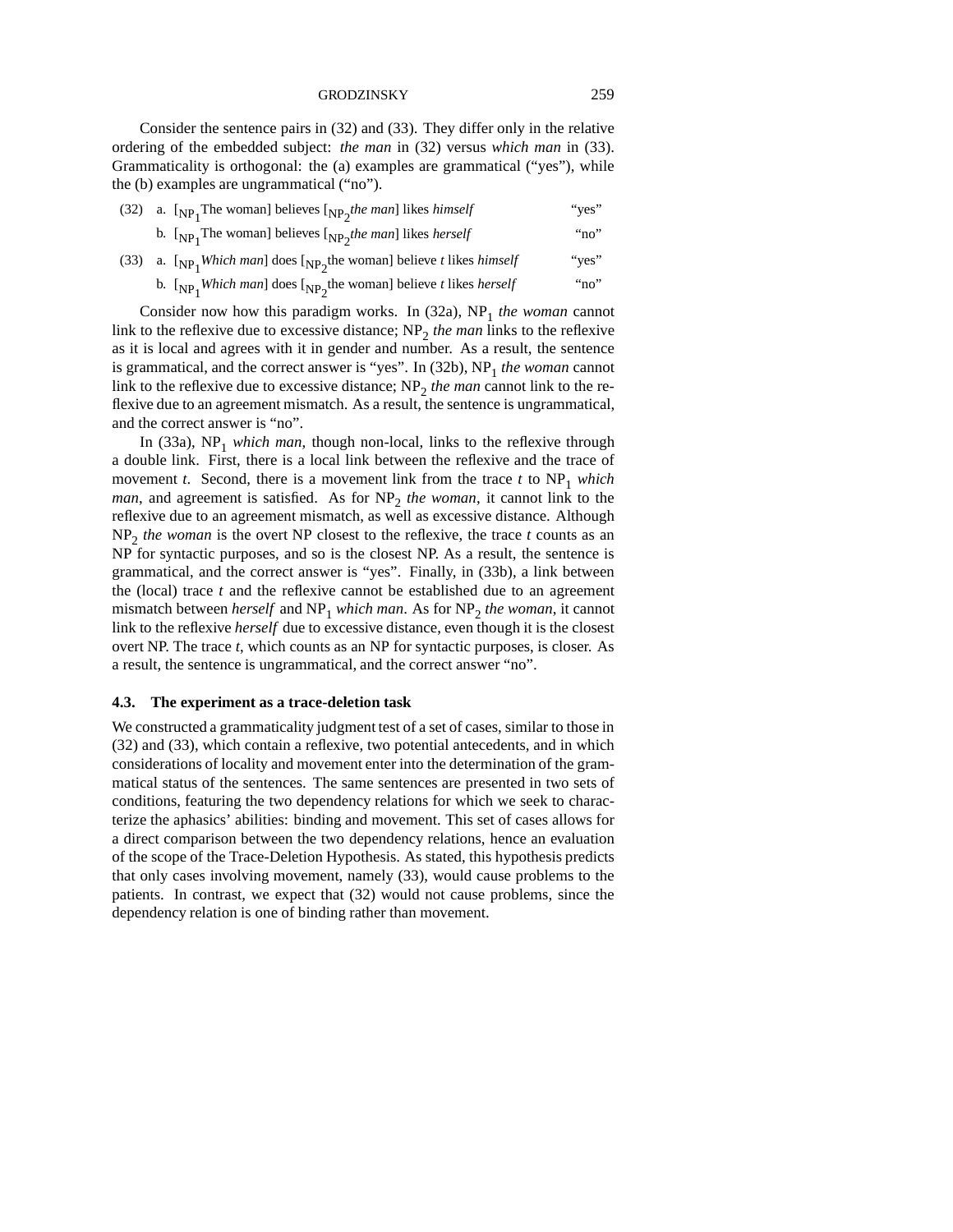Consider the sentence pairs in (32) and (33). They differ only in the relative ordering of the embedded subject: *the man* in (32) versus *which man* in (33). Grammaticality is orthogonal: the (a) examples are grammatical ("yes"), while the (b) examples are ungrammatical ("no").

(32) a. [$_{NP_1}$The woman] believes [$_{NP_2}$*the man*] likes *himself* "yes"

b. [$_{NP_1}$The woman] believes [$_{NP_2}$*the man*] likes *herself* "no"

(33) a. [$_{NP_1}$*Which man*] does [$_{NP_2}$the woman] believe *t* likes *himself* "yes"

b. [$_{NP_1}$*Which man*] does [$_{NP_2}$the woman] believe *t* likes *herself* "no"

Consider now how this paradigm works. In (32a), $NP_1$ *the woman* cannot link to the reflexive due to excessive distance; $NP_2$ *the man* links to the reflexive as it is local and agrees with it in gender and number. As a result, the sentence is grammatical, and the correct answer is "yes". In (32b), $NP_1$ *the woman* cannot link to the reflexive due to excessive distance; $NP_2$ *the man* cannot link to the reflexive due to an agreement mismatch. As a result, the sentence is ungrammatical, and the correct answer is "no".

In (33a), $NP_1$ *which man*, though non-local, links to the reflexive through a double link. First, there is a local link between the reflexive and the trace of movement *t*. Second, there is a movement link from the trace *t* to $NP_1$ *which man*, and agreement is satisfied. As for $NP_2$ *the woman*, it cannot link to the reflexive due to an agreement mismatch, as well as excessive distance. Although $NP_2$ *the woman* is the overt NP closest to the reflexive, the trace *t* counts as an NP for syntactic purposes, and so is the closest NP. As a result, the sentence is grammatical, and the correct answer is "yes". Finally, in (33b), a link between the (local) trace *t* and the reflexive cannot be established due to an agreement mismatch between *herself* and $NP_1$ *which man*. As for $NP_2$ *the woman*, it cannot link to the reflexive *herself* due to excessive distance, even though it is the closest overt NP. The trace *t*, which counts as an NP for syntactic purposes, is closer. As a result, the sentence is ungrammatical, and the correct answer "no".

### 4.3. The experiment as a trace-deletion task

We constructed a grammaticality judgment test of a set of cases, similar to those in (32) and (33), which contain a reflexive, two potential antecedents, and in which considerations of locality and movement enter into the determination of the grammatical status of the sentences. The same sentences are presented in two sets of conditions, featuring the two dependency relations for which we seek to characterize the aphasics' abilities: binding and movement. This set of cases allows for a direct comparison between the two dependency relations, hence an evaluation of the scope of the Trace-Deletion Hypothesis. As stated, this hypothesis predicts that only cases involving movement, namely (33), would cause problems to the patients. In contrast, we expect that (32) would not cause problems, since the dependency relation is one of binding rather than movement.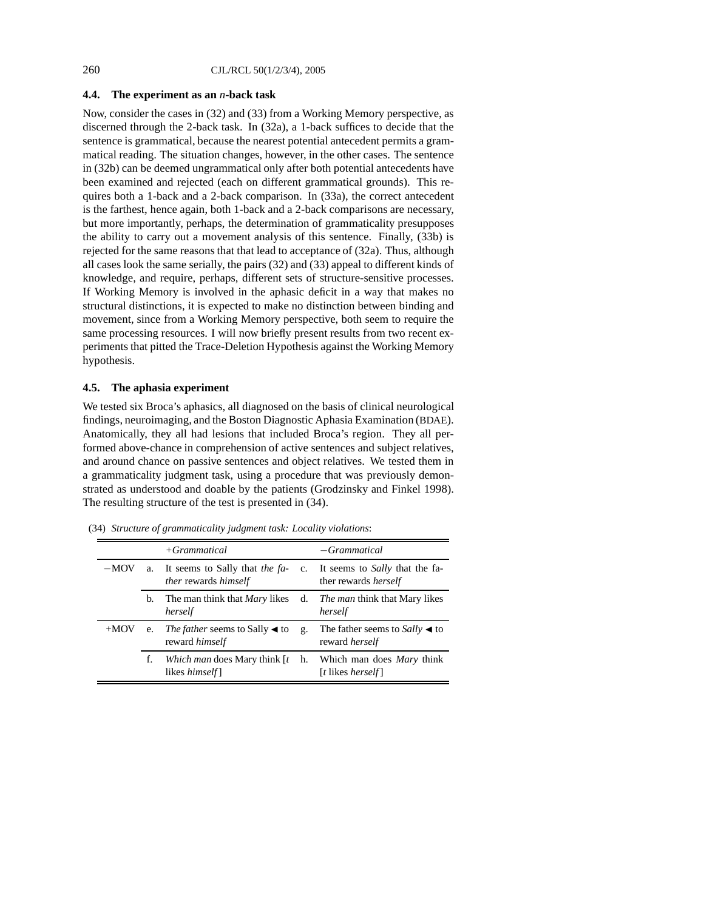### 4.4. The experiment as an *n*-back task

Now, consider the cases in (32) and (33) from a Working Memory perspective, as discerned through the 2-back task. In (32a), a 1-back suffices to decide that the sentence is grammatical, because the nearest potential antecedent permits a grammatical reading. The situation changes, however, in the other cases. The sentence in (32b) can be deemed ungrammatical only after both potential antecedents have been examined and rejected (each on different grammatical grounds). This requires both a 1-back and a 2-back comparison. In (33a), the correct antecedent is the farthest, hence again, both 1-back and a 2-back comparisons are necessary, but more importantly, perhaps, the determination of grammaticality presupposes the ability to carry out a movement analysis of this sentence. Finally, (33b) is rejected for the same reasons that that lead to acceptance of (32a). Thus, although all cases look the same serially, the pairs (32) and (33) appeal to different kinds of knowledge, and require, perhaps, different sets of structure-sensitive processes. If Working Memory is involved in the aphasic deficit in a way that makes no structural distinctions, it is expected to make no distinction between binding and movement, since from a Working Memory perspective, both seem to require the same processing resources. I will now briefly present results from two recent experiments that pitted the Trace-Deletion Hypothesis against the Working Memory hypothesis.

### 4.5. The aphasia experiment

We tested six Broca's aphasics, all diagnosed on the basis of clinical neurological findings, neuroimaging, and the Boston Diagnostic Aphasia Examination (BDAE). Anatomically, they all had lesions that included Broca's region. They all performed above-chance in comprehension of active sentences and subject relatives, and around chance on passive sentences and object relatives. We tested them in a grammaticality judgment task, using a procedure that was previously demonstrated as understood and doable by the patients (Grodzinsky and Finkel 1998). The resulting structure of the test is presented in (34).

(34) *Structure of grammaticality judgment task: Locality violations*:

| | | *+Grammatical* | | *−Grammatical* |
|---|---|---|---|---|
| −MOV | a. | It seems to Sally that *the father* rewards *himself* | c. | It seems to *Sally* that the father rewards *herself* |
| | b. | The man think that *Mary* likes *herself* | d. | *The man* think that Mary likes *herself* |
| +MOV | e. | *The father* seems to Sally ◀ to reward *himself* | g. | The father seems to *Sally* ◀ to reward *herself* |
| | f. | *Which man* does Mary think [*t* likes *himself*] | h. | Which man does *Mary* think [*t* likes *herself*] |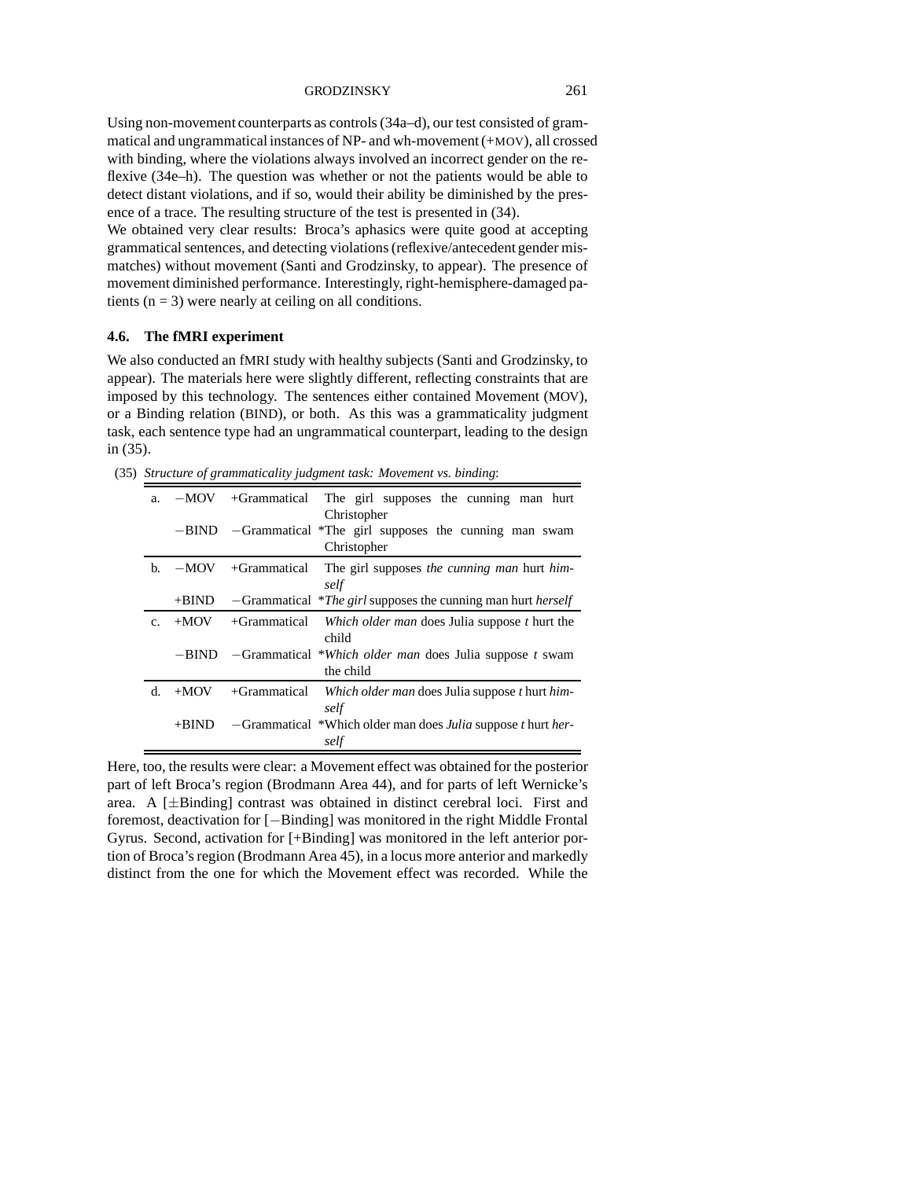Using non-movement counterparts as controls (34a–d), our test consisted of grammatical and ungrammatical instances of NP- and wh-movement (+MOV), all crossed with binding, where the violations always involved an incorrect gender on the reflexive (34e–h). The question was whether or not the patients would be able to detect distant violations, and if so, would their ability be diminished by the presence of a trace. The resulting structure of the test is presented in (34).

We obtained very clear results: Broca's aphasics were quite good at accepting grammatical sentences, and detecting violations (reflexive/antecedent gender mismatches) without movement (Santi and Grodzinsky, to appear). The presence of movement diminished performance. Interestingly, right-hemisphere-damaged patients (n = 3) were nearly at ceiling on all conditions.

### 4.6. The fMRI experiment

We also conducted an fMRI study with healthy subjects (Santi and Grodzinsky, to appear). The materials here were slightly different, reflecting constraints that are imposed by this technology. The sentences either contained Movement (MOV), or a Binding relation (BIND), or both. As this was a grammaticality judgment task, each sentence type had an ungrammatical counterpart, leading to the design in (35).

(35) *Structure of grammaticality judgment task: Movement vs. binding*:

| | | | |
|---|---|---|---|
| a. | −MOV | +Grammatical | The girl supposes the cunning man hurt Christopher |
| | −BIND | −Grammatical | *The girl supposes the cunning man swam Christopher |
| b. | −MOV | +Grammatical | The girl supposes *the cunning man* hurt *himself* |
| | +BIND | −Grammatical | **The girl* supposes the cunning man hurt *herself* |
| c. | +MOV | +Grammatical | *Which older man* does Julia suppose *t* hurt the child |
| | −BIND | −Grammatical | **Which older man* does Julia suppose *t* swam the child |
| d. | +MOV | +Grammatical | *Which older man* does Julia suppose *t* hurt *himself* |
| | +BIND | −Grammatical | *Which older man does *Julia* suppose *t* hurt *herself* |

Here, too, the results were clear: a Movement effect was obtained for the posterior part of left Broca's region (Brodmann Area 44), and for parts of left Wernicke's area. A [±Binding] contrast was obtained in distinct cerebral loci. First and foremost, deactivation for [−Binding] was monitored in the right Middle Frontal Gyrus. Second, activation for [+Binding] was monitored in the left anterior portion of Broca's region (Brodmann Area 45), in a locus more anterior and markedly distinct from the one for which the Movement effect was recorded. While the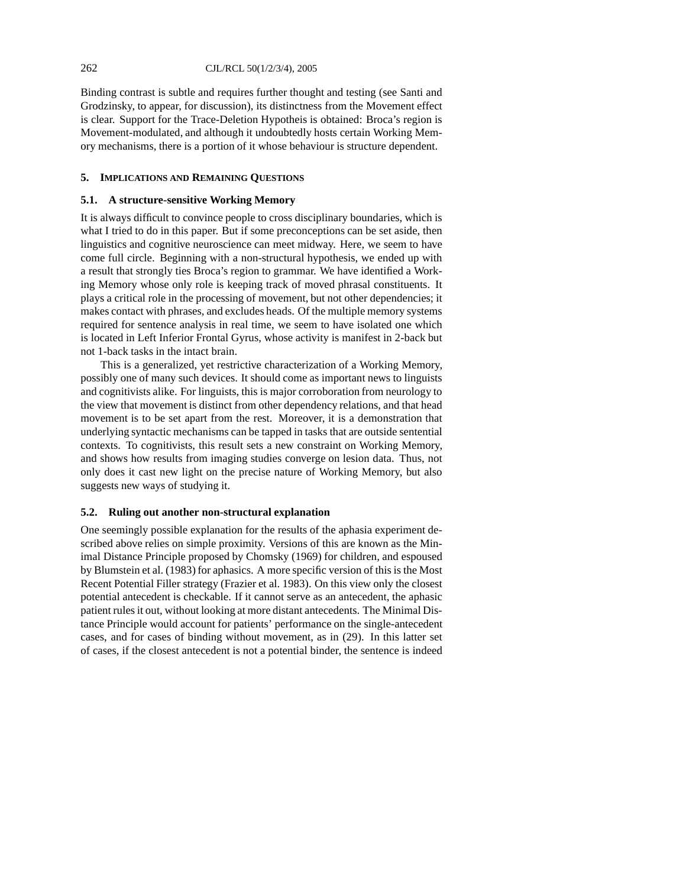Binding contrast is subtle and requires further thought and testing (see Santi and Grodzinsky, to appear, for discussion), its distinctness from the Movement effect is clear. Support for the Trace-Deletion Hypotheis is obtained: Broca's region is Movement-modulated, and although it undoubtedly hosts certain Working Memory mechanisms, there is a portion of it whose behaviour is structure dependent.

## 5. Implications and Remaining Questions

### 5.1. A structure-sensitive Working Memory

It is always difficult to convince people to cross disciplinary boundaries, which is what I tried to do in this paper. But if some preconceptions can be set aside, then linguistics and cognitive neuroscience can meet midway. Here, we seem to have come full circle. Beginning with a non-structural hypothesis, we ended up with a result that strongly ties Broca's region to grammar. We have identified a Working Memory whose only role is keeping track of moved phrasal constituents. It plays a critical role in the processing of movement, but not other dependencies; it makes contact with phrases, and excludes heads. Of the multiple memory systems required for sentence analysis in real time, we seem to have isolated one which is located in Left Inferior Frontal Gyrus, whose activity is manifest in 2-back but not 1-back tasks in the intact brain.

This is a generalized, yet restrictive characterization of a Working Memory, possibly one of many such devices. It should come as important news to linguists and cognitivists alike. For linguists, this is major corroboration from neurology to the view that movement is distinct from other dependency relations, and that head movement is to be set apart from the rest. Moreover, it is a demonstration that underlying syntactic mechanisms can be tapped in tasks that are outside sentential contexts. To cognitivists, this result sets a new constraint on Working Memory, and shows how results from imaging studies converge on lesion data. Thus, not only does it cast new light on the precise nature of Working Memory, but also suggests new ways of studying it.

### 5.2. Ruling out another non-structural explanation

One seemingly possible explanation for the results of the aphasia experiment described above relies on simple proximity. Versions of this are known as the Minimal Distance Principle proposed by Chomsky (1969) for children, and espoused by Blumstein et al. (1983) for aphasics. A more specific version of this is the Most Recent Potential Filler strategy (Frazier et al. 1983). On this view only the closest potential antecedent is checkable. If it cannot serve as an antecedent, the aphasic patient rules it out, without looking at more distant antecedents. The Minimal Distance Principle would account for patients' performance on the single-antecedent cases, and for cases of binding without movement, as in (29). In this latter set of cases, if the closest antecedent is not a potential binder, the sentence is indeed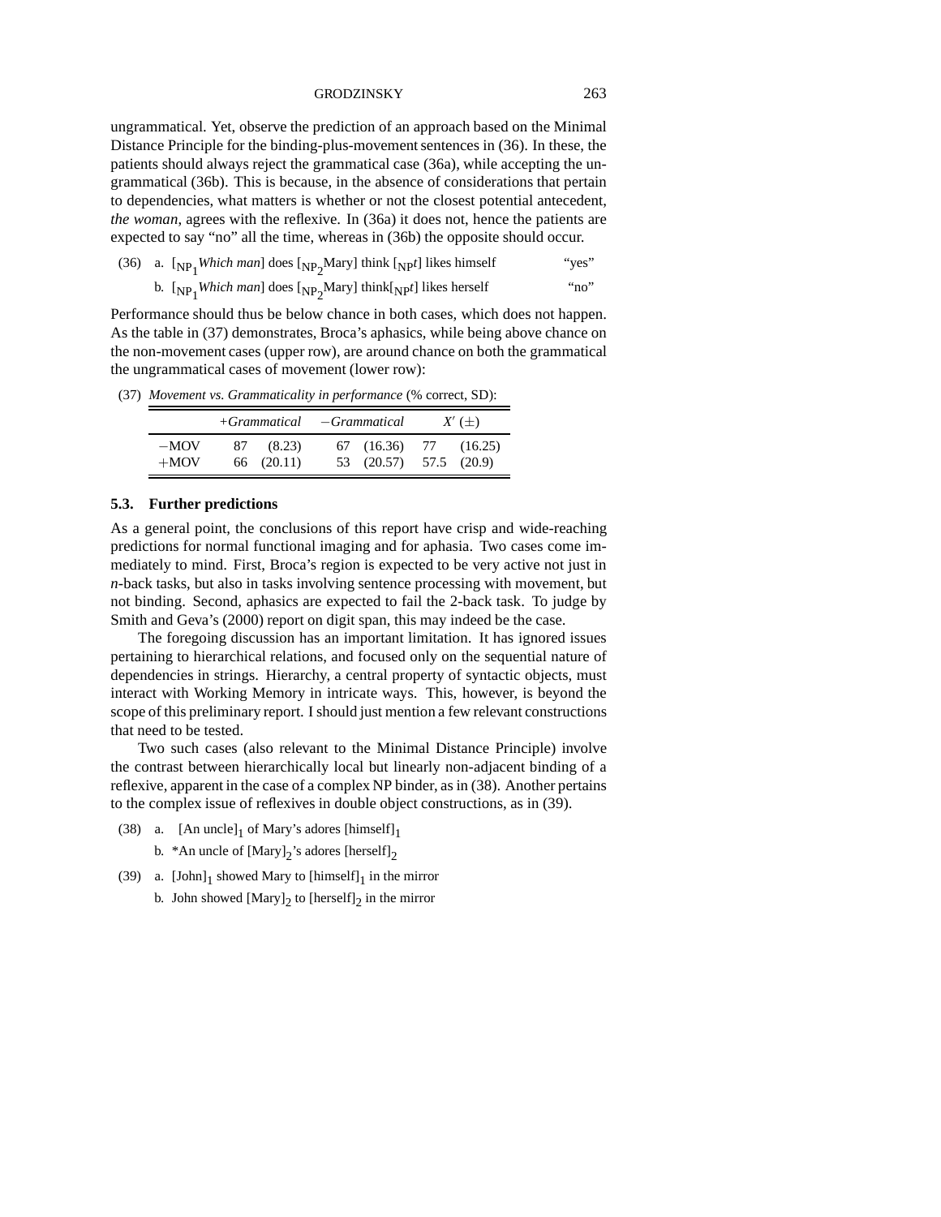ungrammatical. Yet, observe the prediction of an approach based on the Minimal Distance Principle for the binding-plus-movement sentences in (36). In these, the patients should always reject the grammatical case (36a), while accepting the ungrammatical (36b). This is because, in the absence of considerations that pertain to dependencies, what matters is whether or not the closest potential antecedent, *the woman*, agrees with the reflexive. In (36a) it does not, hence the patients are expected to say "no" all the time, whereas in (36b) the opposite should occur.

(36) a. $[_{NP_1}$*Which man*$]$ does $[_{NP_2}$Mary$]$ think $[_{NP}t]$ likes himself "yes"

b. $[_{NP_1}$*Which man*$]$ does $[_{NP_2}$Mary$]$ think$[_{NP}t]$ likes herself "no"

Performance should thus be below chance in both cases, which does not happen. As the table in (37) demonstrates, Broca's aphasics, while being above chance on the non-movement cases (upper row), are around chance on both the grammatical the ungrammatical cases of movement (lower row):

(37) *Movement vs. Grammaticality in performance* (% correct, SD):

| | *+Grammatical* | *−Grammatical* | $X'$ (±) |
|---|---|---|---|
| −MOV | 87 (8.23) | 67 (16.36) | 77 (16.25) |
| +MOV | 66 (20.11) | 53 (20.57) | 57.5 (20.9) |

### 5.3. Further predictions

As a general point, the conclusions of this report have crisp and wide-reaching predictions for normal functional imaging and for aphasia. Two cases come immediately to mind. First, Broca's region is expected to be very active not just in *n*-back tasks, but also in tasks involving sentence processing with movement, but not binding. Second, aphasics are expected to fail the 2-back task. To judge by Smith and Geva's (2000) report on digit span, this may indeed be the case.

The foregoing discussion has an important limitation. It has ignored issues pertaining to hierarchical relations, and focused only on the sequential nature of dependencies in strings. Hierarchy, a central property of syntactic objects, must interact with Working Memory in intricate ways. This, however, is beyond the scope of this preliminary report. I should just mention a few relevant constructions that need to be tested.

Two such cases (also relevant to the Minimal Distance Principle) involve the contrast between hierarchically local but linearly non-adjacent binding of a reflexive, apparent in the case of a complex NP binder, as in (38). Another pertains to the complex issue of reflexives in double object constructions, as in (39).

(38) a. $[$An uncle$]_1$ of Mary's adores $[$himself$]_1$

b. \*An uncle of $[$Mary$]_2$'s adores $[$herself$]_2$

(39) a. $[$John$]_1$ showed Mary to $[$himself$]_1$ in the mirror

b. John showed $[$Mary$]_2$ to $[$herself$]_2$ in the mirror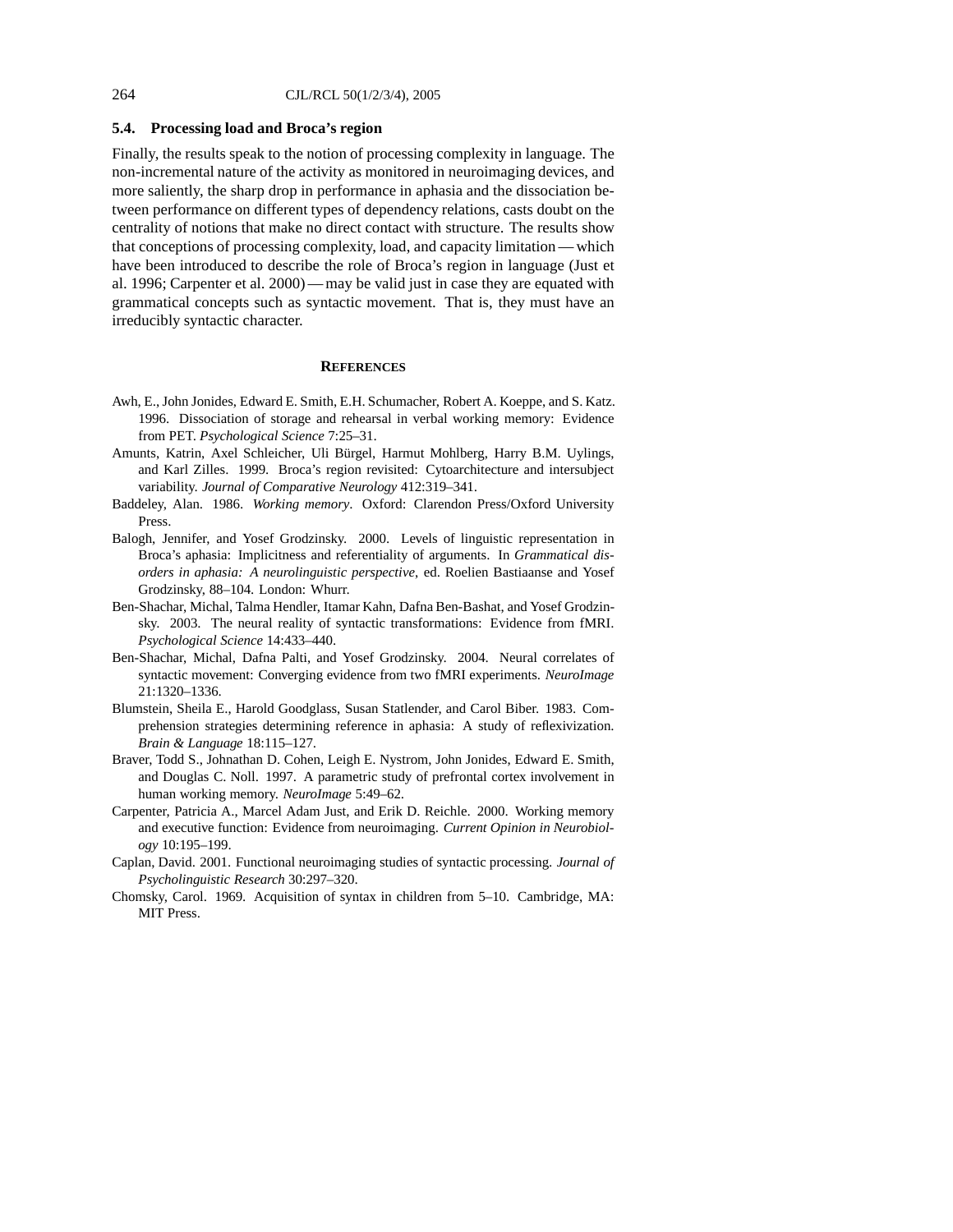### 5.4. Processing load and Broca's region

Finally, the results speak to the notion of processing complexity in language. The non-incremental nature of the activity as monitored in neuroimaging devices, and more saliently, the sharp drop in performance in aphasia and the dissociation between performance on different types of dependency relations, casts doubt on the centrality of notions that make no direct contact with structure. The results show that conceptions of processing complexity, load, and capacity limitation — which have been introduced to describe the role of Broca's region in language (Just et al. 1996; Carpenter et al. 2000) — may be valid just in case they are equated with grammatical concepts such as syntactic movement. That is, they must have an irreducibly syntactic character.

## REFERENCES

Awh, E., John Jonides, Edward E. Smith, E.H. Schumacher, Robert A. Koeppe, and S. Katz. 1996. Dissociation of storage and rehearsal in verbal working memory: Evidence from PET. *Psychological Science* 7:25–31.

Amunts, Katrin, Axel Schleicher, Uli Bürgel, Harmut Mohlberg, Harry B.M. Uylings, and Karl Zilles. 1999. Broca's region revisited: Cytoarchitecture and intersubject variability. *Journal of Comparative Neurology* 412:319–341.

Baddeley, Alan. 1986. *Working memory*. Oxford: Clarendon Press/Oxford University Press.

Balogh, Jennifer, and Yosef Grodzinsky. 2000. Levels of linguistic representation in Broca's aphasia: Implicitness and referentiality of arguments. In *Grammatical disorders in aphasia: A neurolinguistic perspective*, ed. Roelien Bastiaanse and Yosef Grodzinsky, 88–104. London: Whurr.

Ben-Shachar, Michal, Talma Hendler, Itamar Kahn, Dafna Ben-Bashat, and Yosef Grodzinsky. 2003. The neural reality of syntactic transformations: Evidence from fMRI. *Psychological Science* 14:433–440.

Ben-Shachar, Michal, Dafna Palti, and Yosef Grodzinsky. 2004. Neural correlates of syntactic movement: Converging evidence from two fMRI experiments. *NeuroImage* 21:1320–1336.

Blumstein, Sheila E., Harold Goodglass, Susan Statlender, and Carol Biber. 1983. Comprehension strategies determining reference in aphasia: A study of reflexivization. *Brain & Language* 18:115–127.

Braver, Todd S., Johnathan D. Cohen, Leigh E. Nystrom, John Jonides, Edward E. Smith, and Douglas C. Noll. 1997. A parametric study of prefrontal cortex involvement in human working memory. *NeuroImage* 5:49–62.

Carpenter, Patricia A., Marcel Adam Just, and Erik D. Reichle. 2000. Working memory and executive function: Evidence from neuroimaging. *Current Opinion in Neurobiology* 10:195–199.

Caplan, David. 2001. Functional neuroimaging studies of syntactic processing. *Journal of Psycholinguistic Research* 30:297–320.

Chomsky, Carol. 1969. Acquisition of syntax in children from 5–10. Cambridge, MA: MIT Press.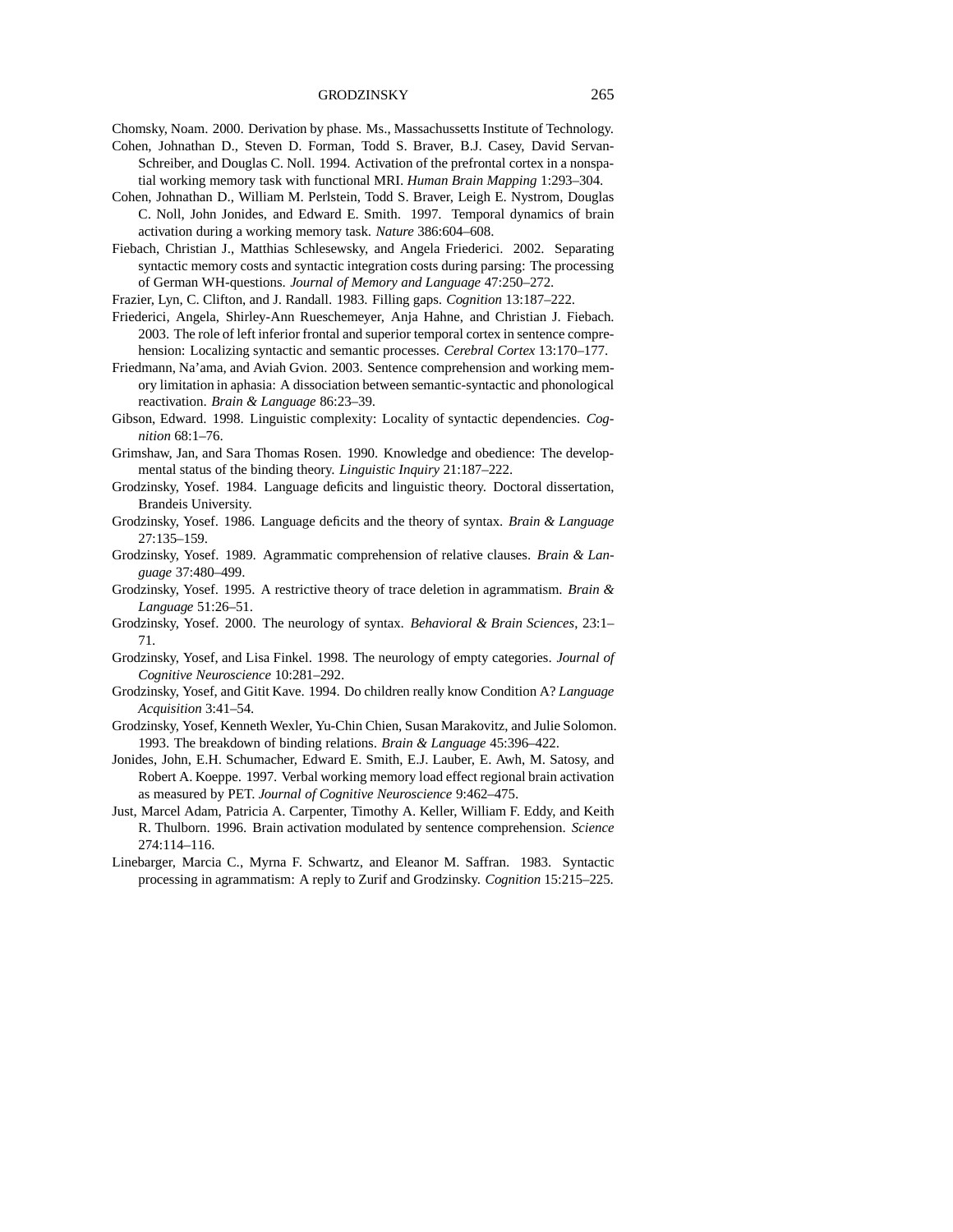Chomsky, Noam. 2000. Derivation by phase. Ms., Massachussetts Institute of Technology.

Cohen, Johnathan D., Steven D. Forman, Todd S. Braver, B.J. Casey, David Servan-Schreiber, and Douglas C. Noll. 1994. Activation of the prefrontal cortex in a nonspatial working memory task with functional MRI. *Human Brain Mapping* 1:293–304.

Cohen, Johnathan D., William M. Perlstein, Todd S. Braver, Leigh E. Nystrom, Douglas C. Noll, John Jonides, and Edward E. Smith. 1997. Temporal dynamics of brain activation during a working memory task. *Nature* 386:604–608.

Fiebach, Christian J., Matthias Schlesewsky, and Angela Friederici. 2002. Separating syntactic memory costs and syntactic integration costs during parsing: The processing of German WH-questions. *Journal of Memory and Language* 47:250–272.

Frazier, Lyn, C. Clifton, and J. Randall. 1983. Filling gaps. *Cognition* 13:187–222.

Friederici, Angela, Shirley-Ann Rueschemeyer, Anja Hahne, and Christian J. Fiebach. 2003. The role of left inferior frontal and superior temporal cortex in sentence comprehension: Localizing syntactic and semantic processes. *Cerebral Cortex* 13:170–177.

Friedmann, Na'ama, and Aviah Gvion. 2003. Sentence comprehension and working memory limitation in aphasia: A dissociation between semantic-syntactic and phonological reactivation. *Brain & Language* 86:23–39.

Gibson, Edward. 1998. Linguistic complexity: Locality of syntactic dependencies. *Cognition* 68:1–76.

Grimshaw, Jan, and Sara Thomas Rosen. 1990. Knowledge and obedience: The developmental status of the binding theory. *Linguistic Inquiry* 21:187–222.

Grodzinsky, Yosef. 1984. Language deficits and linguistic theory. Doctoral dissertation, Brandeis University.

Grodzinsky, Yosef. 1986. Language deficits and the theory of syntax. *Brain & Language* 27:135–159.

Grodzinsky, Yosef. 1989. Agrammatic comprehension of relative clauses. *Brain & Language* 37:480–499.

Grodzinsky, Yosef. 1995. A restrictive theory of trace deletion in agrammatism. *Brain & Language* 51:26–51.

Grodzinsky, Yosef. 2000. The neurology of syntax. *Behavioral & Brain Sciences*, 23:1–71.

Grodzinsky, Yosef, and Lisa Finkel. 1998. The neurology of empty categories. *Journal of Cognitive Neuroscience* 10:281–292.

Grodzinsky, Yosef, and Gitit Kave. 1994. Do children really know Condition A? *Language Acquisition* 3:41–54.

Grodzinsky, Yosef, Kenneth Wexler, Yu-Chin Chien, Susan Marakovitz, and Julie Solomon. 1993. The breakdown of binding relations. *Brain & Language* 45:396–422.

Jonides, John, E.H. Schumacher, Edward E. Smith, E.J. Lauber, E. Awh, M. Satosy, and Robert A. Koeppe. 1997. Verbal working memory load effect regional brain activation as measured by PET. *Journal of Cognitive Neuroscience* 9:462–475.

Just, Marcel Adam, Patricia A. Carpenter, Timothy A. Keller, William F. Eddy, and Keith R. Thulborn. 1996. Brain activation modulated by sentence comprehension. *Science* 274:114–116.

Linebarger, Marcia C., Myrna F. Schwartz, and Eleanor M. Saffran. 1983. Syntactic processing in agrammatism: A reply to Zurif and Grodzinsky. *Cognition* 15:215–225.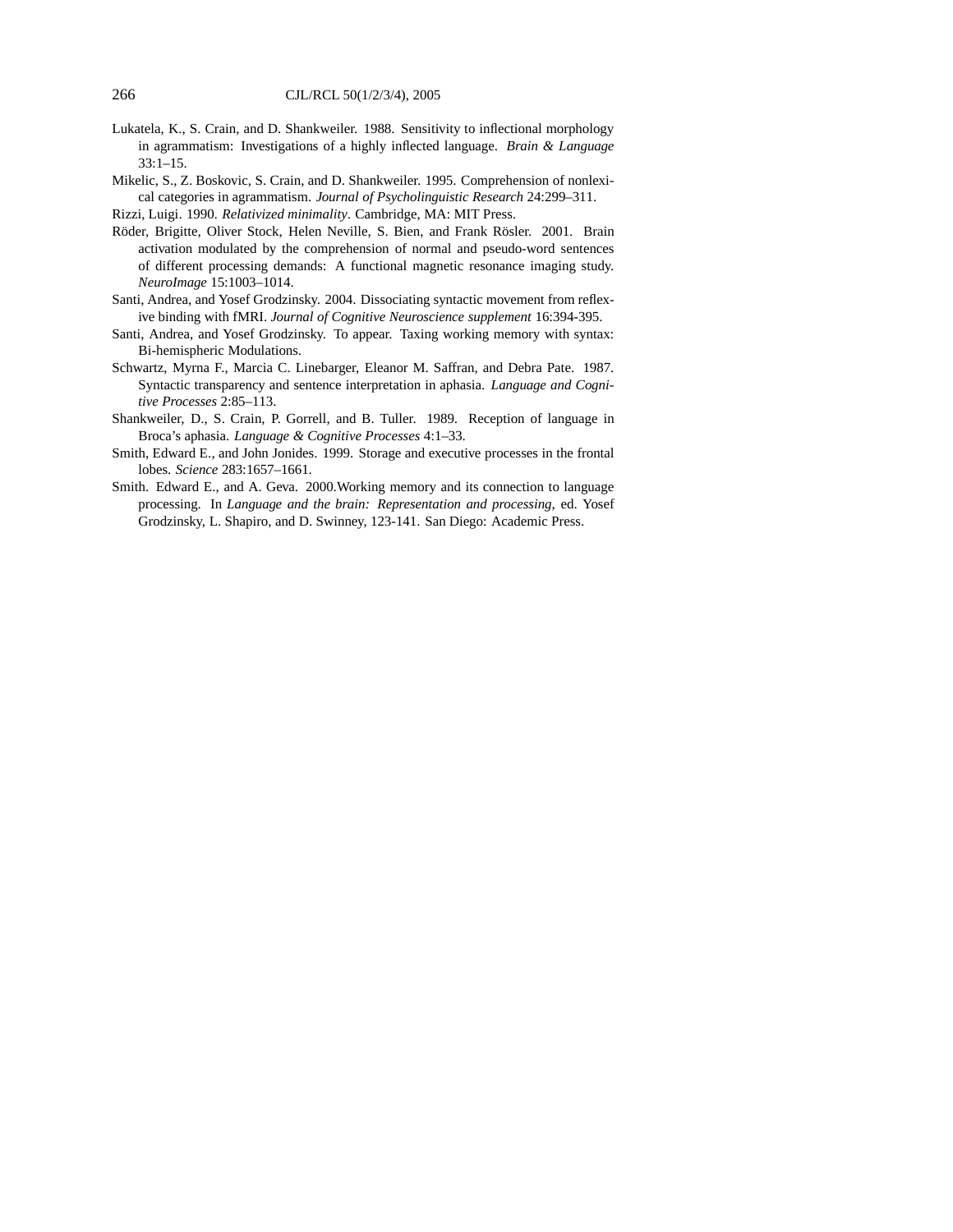Lukatela, K., S. Crain, and D. Shankweiler. 1988. Sensitivity to inflectional morphology in agrammatism: Investigations of a highly inflected language. *Brain & Language* 33:1–15.

Mikelic, S., Z. Boskovic, S. Crain, and D. Shankweiler. 1995. Comprehension of nonlexical categories in agrammatism. *Journal of Psycholinguistic Research* 24:299–311.

Rizzi, Luigi. 1990. *Relativized minimality*. Cambridge, MA: MIT Press.

Röder, Brigitte, Oliver Stock, Helen Neville, S. Bien, and Frank Rösler. 2001. Brain activation modulated by the comprehension of normal and pseudo-word sentences of different processing demands: A functional magnetic resonance imaging study. *NeuroImage* 15:1003–1014.

Santi, Andrea, and Yosef Grodzinsky. 2004. Dissociating syntactic movement from reflexive binding with fMRI. *Journal of Cognitive Neuroscience supplement* 16:394-395.

Santi, Andrea, and Yosef Grodzinsky. To appear. Taxing working memory with syntax: Bi-hemispheric Modulations.

Schwartz, Myrna F., Marcia C. Linebarger, Eleanor M. Saffran, and Debra Pate. 1987. Syntactic transparency and sentence interpretation in aphasia. *Language and Cognitive Processes* 2:85–113.

Shankweiler, D., S. Crain, P. Gorrell, and B. Tuller. 1989. Reception of language in Broca's aphasia. *Language & Cognitive Processes* 4:1–33.

Smith, Edward E., and John Jonides. 1999. Storage and executive processes in the frontal lobes. *Science* 283:1657–1661.

Smith. Edward E., and A. Geva. 2000.Working memory and its connection to language processing. In *Language and the brain: Representation and processing*, ed. Yosef Grodzinsky, L. Shapiro, and D. Swinney, 123-141. San Diego: Academic Press.